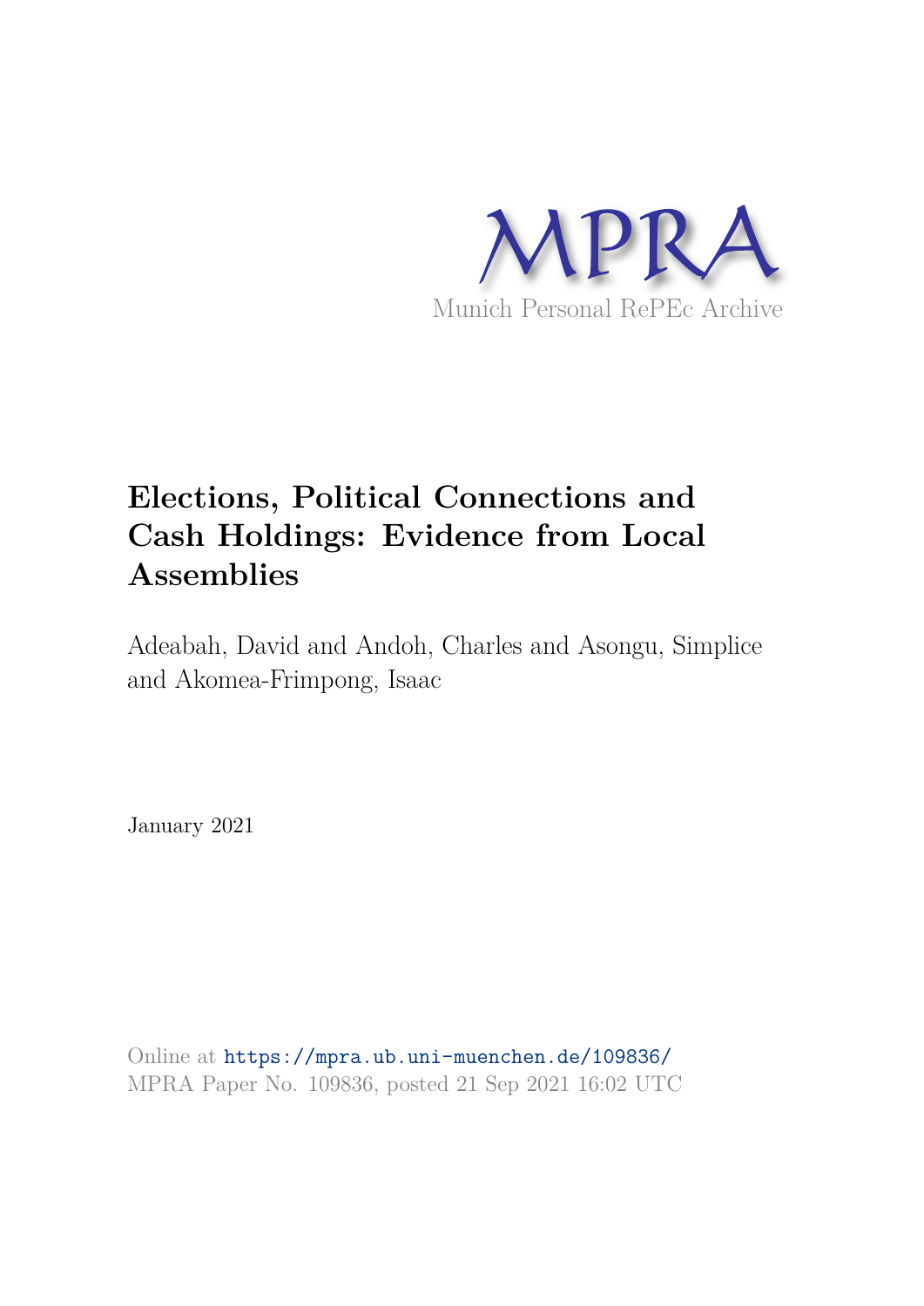MPRA

Munich Personal RePEc Archive

# Elections, Political Connections and Cash Holdings: Evidence from Local Assemblies

Adeabah, David and Andoh, Charles and Asongu, Simplice and Akomea-Frimpong, Isaac

January 2021

Online at https://mpra.ub.uni-muenchen.de/109836/
MPRA Paper No. 109836, posted 21 Sep 2021 16:02 UTC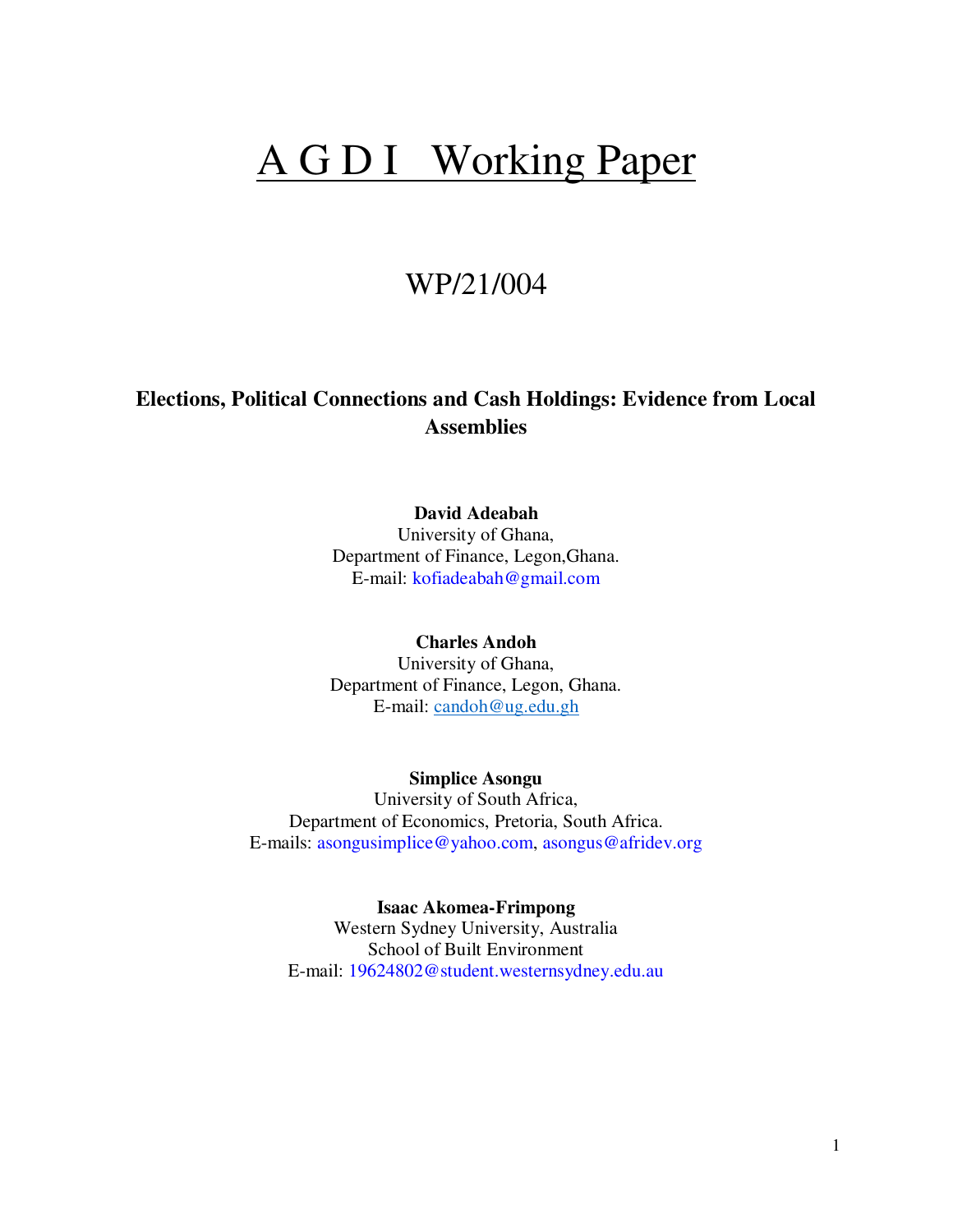# A G D I Working Paper

## WP/21/004

**Elections, Political Connections and Cash Holdings: Evidence from Local Assemblies**

**David Adeabah**
University of Ghana,
Department of Finance, Legon,Ghana.
E-mail: kofiadeabah@gmail.com

**Charles Andoh**
University of Ghana,
Department of Finance, Legon, Ghana.
E-mail: candoh@ug.edu.gh

**Simplice Asongu**
University of South Africa,
Department of Economics, Pretoria, South Africa.
E-mails: asongusimplice@yahoo.com, asongus@afridev.org

**Isaac Akomea-Frimpong**
Western Sydney University, Australia
School of Built Environment
E-mail: 19624802@student.westernsydney.edu.au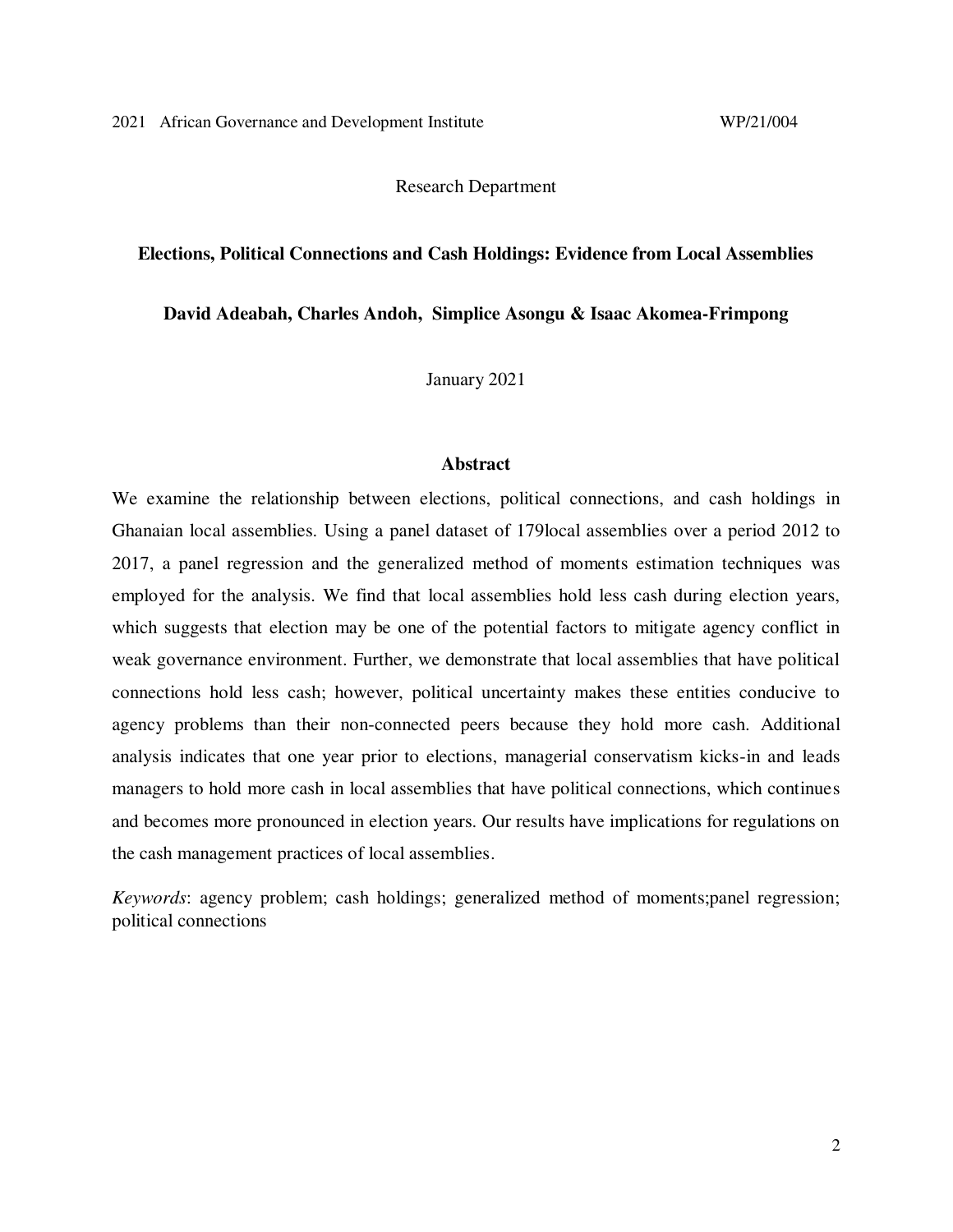2021 African Governance and Development Institute WP/21/004

Research Department

**Elections, Political Connections and Cash Holdings: Evidence from Local Assemblies**

**David Adeabah, Charles Andoh, Simplice Asongu & Isaac Akomea-Frimpong**

January 2021

## Abstract

We examine the relationship between elections, political connections, and cash holdings in Ghanaian local assemblies. Using a panel dataset of 179local assemblies over a period 2012 to 2017, a panel regression and the generalized method of moments estimation techniques was employed for the analysis. We find that local assemblies hold less cash during election years, which suggests that election may be one of the potential factors to mitigate agency conflict in weak governance environment. Further, we demonstrate that local assemblies that have political connections hold less cash; however, political uncertainty makes these entities conducive to agency problems than their non-connected peers because they hold more cash. Additional analysis indicates that one year prior to elections, managerial conservatism kicks-in and leads managers to hold more cash in local assemblies that have political connections, which continues and becomes more pronounced in election years. Our results have implications for regulations on the cash management practices of local assemblies.

*Keywords*: agency problem; cash holdings; generalized method of moments;panel regression; political connections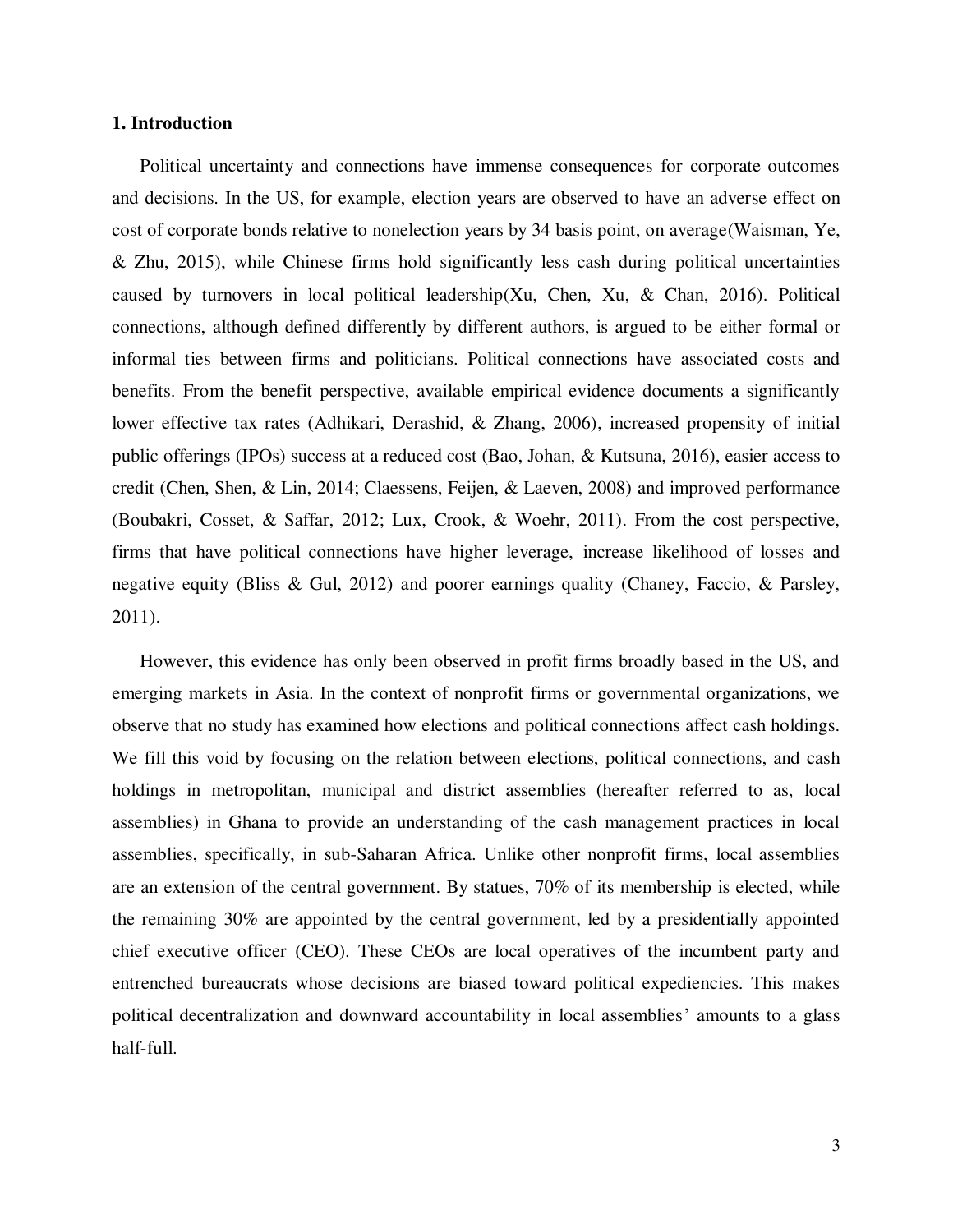## 1. Introduction

Political uncertainty and connections have immense consequences for corporate outcomes and decisions. In the US, for example, election years are observed to have an adverse effect on cost of corporate bonds relative to nonelection years by 34 basis point, on average(Waisman, Ye, & Zhu, 2015), while Chinese firms hold significantly less cash during political uncertainties caused by turnovers in local political leadership(Xu, Chen, Xu, & Chan, 2016). Political connections, although defined differently by different authors, is argued to be either formal or informal ties between firms and politicians. Political connections have associated costs and benefits. From the benefit perspective, available empirical evidence documents a significantly lower effective tax rates (Adhikari, Derashid, & Zhang, 2006), increased propensity of initial public offerings (IPOs) success at a reduced cost (Bao, Johan, & Kutsuna, 2016), easier access to credit (Chen, Shen, & Lin, 2014; Claessens, Feijen, & Laeven, 2008) and improved performance (Boubakri, Cosset, & Saffar, 2012; Lux, Crook, & Woehr, 2011). From the cost perspective, firms that have political connections have higher leverage, increase likelihood of losses and negative equity (Bliss & Gul, 2012) and poorer earnings quality (Chaney, Faccio, & Parsley, 2011).

However, this evidence has only been observed in profit firms broadly based in the US, and emerging markets in Asia. In the context of nonprofit firms or governmental organizations, we observe that no study has examined how elections and political connections affect cash holdings. We fill this void by focusing on the relation between elections, political connections, and cash holdings in metropolitan, municipal and district assemblies (hereafter referred to as, local assemblies) in Ghana to provide an understanding of the cash management practices in local assemblies, specifically, in sub-Saharan Africa. Unlike other nonprofit firms, local assemblies are an extension of the central government. By statues, 70% of its membership is elected, while the remaining 30% are appointed by the central government, led by a presidentially appointed chief executive officer (CEO). These CEOs are local operatives of the incumbent party and entrenched bureaucrats whose decisions are biased toward political expediencies. This makes political decentralization and downward accountability in local assemblies' amounts to a glass half-full.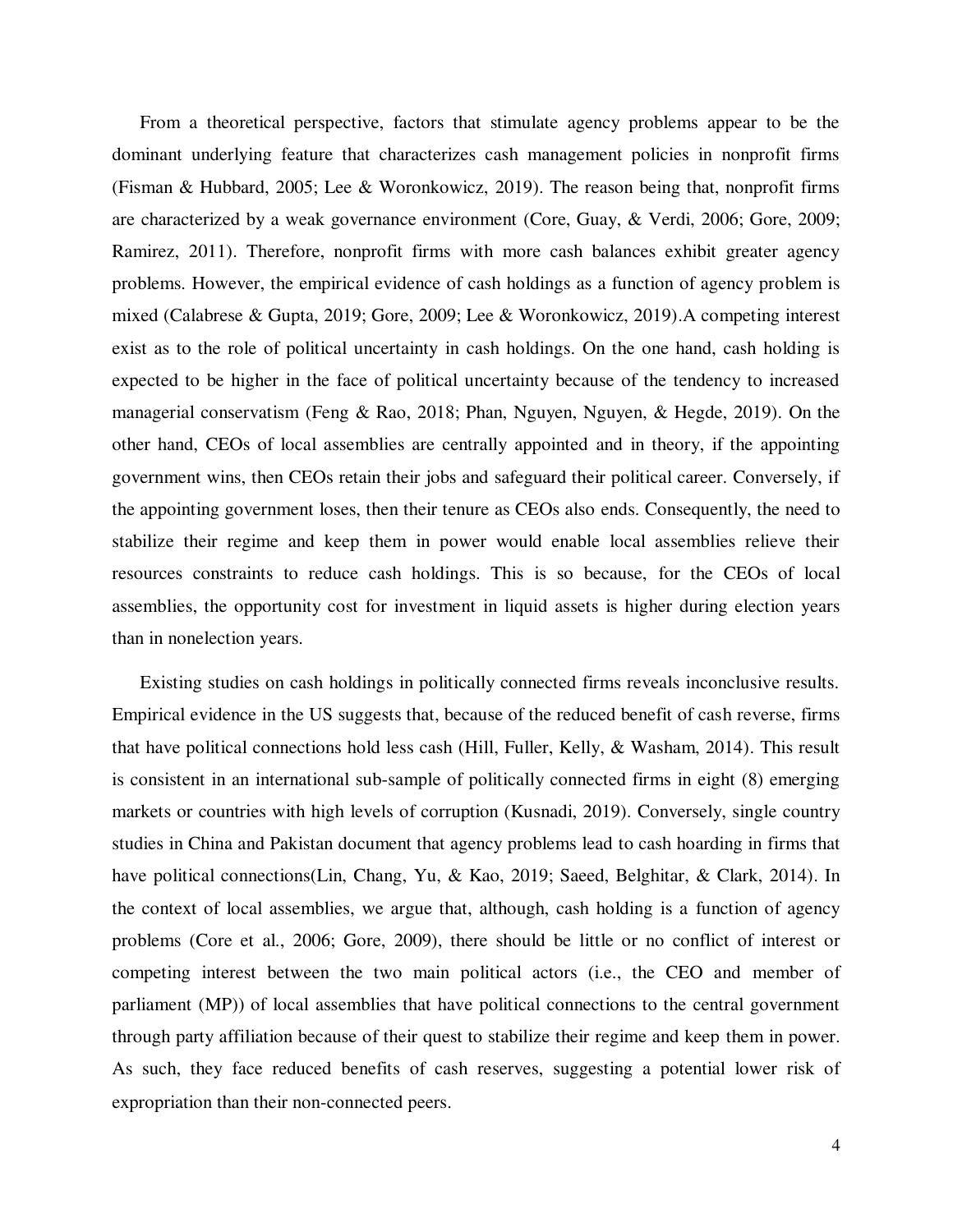From a theoretical perspective, factors that stimulate agency problems appear to be the dominant underlying feature that characterizes cash management policies in nonprofit firms (Fisman & Hubbard, 2005; Lee & Woronkowicz, 2019). The reason being that, nonprofit firms are characterized by a weak governance environment (Core, Guay, & Verdi, 2006; Gore, 2009; Ramirez, 2011). Therefore, nonprofit firms with more cash balances exhibit greater agency problems. However, the empirical evidence of cash holdings as a function of agency problem is mixed (Calabrese & Gupta, 2019; Gore, 2009; Lee & Woronkowicz, 2019).A competing interest exist as to the role of political uncertainty in cash holdings. On the one hand, cash holding is expected to be higher in the face of political uncertainty because of the tendency to increased managerial conservatism (Feng & Rao, 2018; Phan, Nguyen, Nguyen, & Hegde, 2019). On the other hand, CEOs of local assemblies are centrally appointed and in theory, if the appointing government wins, then CEOs retain their jobs and safeguard their political career. Conversely, if the appointing government loses, then their tenure as CEOs also ends. Consequently, the need to stabilize their regime and keep them in power would enable local assemblies relieve their resources constraints to reduce cash holdings. This is so because, for the CEOs of local assemblies, the opportunity cost for investment in liquid assets is higher during election years than in nonelection years.

Existing studies on cash holdings in politically connected firms reveals inconclusive results. Empirical evidence in the US suggests that, because of the reduced benefit of cash reverse, firms that have political connections hold less cash (Hill, Fuller, Kelly, & Washam, 2014). This result is consistent in an international sub-sample of politically connected firms in eight (8) emerging markets or countries with high levels of corruption (Kusnadi, 2019). Conversely, single country studies in China and Pakistan document that agency problems lead to cash hoarding in firms that have political connections(Lin, Chang, Yu, & Kao, 2019; Saeed, Belghitar, & Clark, 2014). In the context of local assemblies, we argue that, although, cash holding is a function of agency problems (Core et al., 2006; Gore, 2009), there should be little or no conflict of interest or competing interest between the two main political actors (i.e., the CEO and member of parliament (MP)) of local assemblies that have political connections to the central government through party affiliation because of their quest to stabilize their regime and keep them in power. As such, they face reduced benefits of cash reserves, suggesting a potential lower risk of expropriation than their non-connected peers.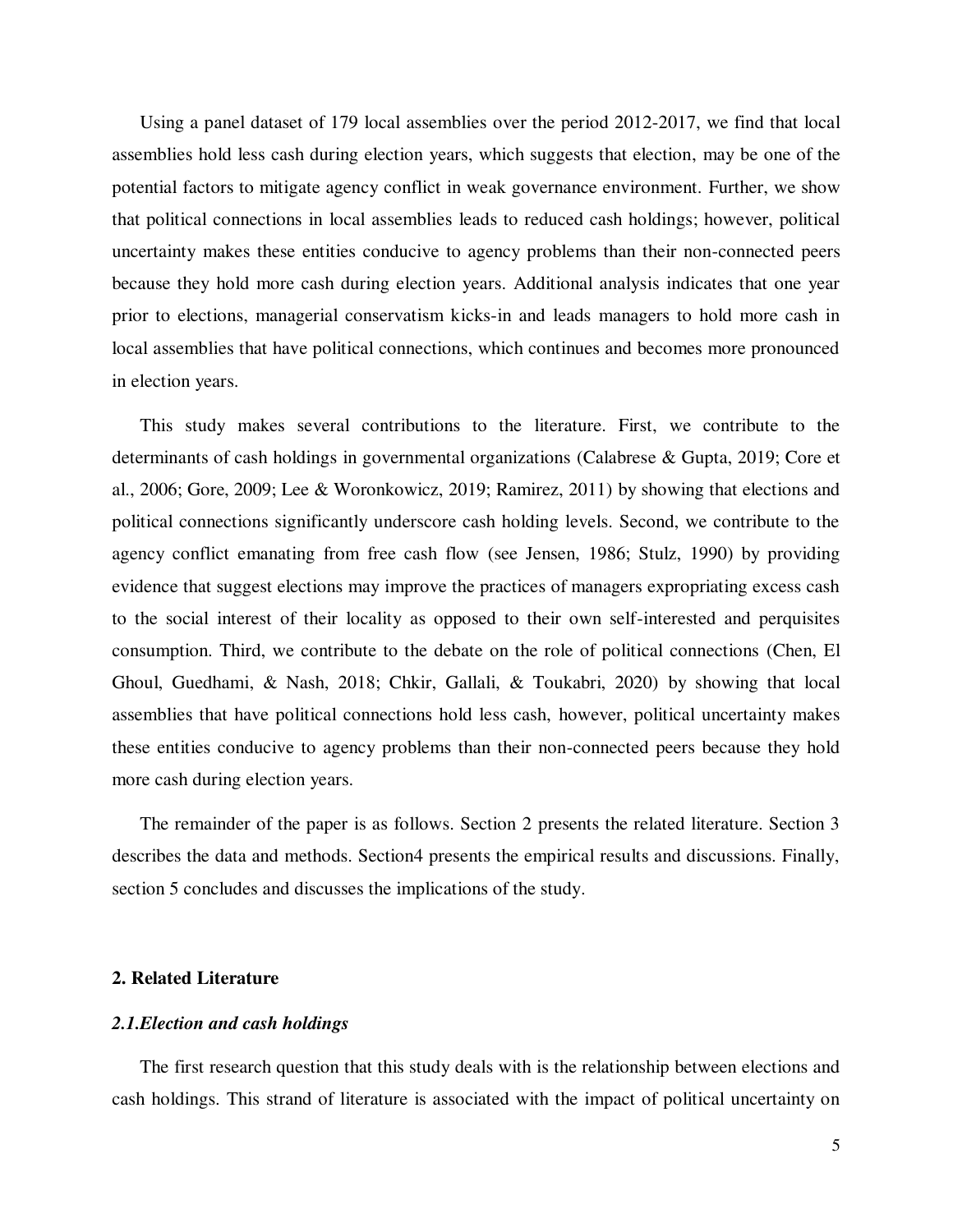Using a panel dataset of 179 local assemblies over the period 2012-2017, we find that local assemblies hold less cash during election years, which suggests that election, may be one of the potential factors to mitigate agency conflict in weak governance environment. Further, we show that political connections in local assemblies leads to reduced cash holdings; however, political uncertainty makes these entities conducive to agency problems than their non-connected peers because they hold more cash during election years. Additional analysis indicates that one year prior to elections, managerial conservatism kicks-in and leads managers to hold more cash in local assemblies that have political connections, which continues and becomes more pronounced in election years.

This study makes several contributions to the literature. First, we contribute to the determinants of cash holdings in governmental organizations (Calabrese & Gupta, 2019; Core et al., 2006; Gore, 2009; Lee & Woronkowicz, 2019; Ramirez, 2011) by showing that elections and political connections significantly underscore cash holding levels. Second, we contribute to the agency conflict emanating from free cash flow (see Jensen, 1986; Stulz, 1990) by providing evidence that suggest elections may improve the practices of managers expropriating excess cash to the social interest of their locality as opposed to their own self-interested and perquisites consumption. Third, we contribute to the debate on the role of political connections (Chen, El Ghoul, Guedhami, & Nash, 2018; Chkir, Gallali, & Toukabri, 2020) by showing that local assemblies that have political connections hold less cash, however, political uncertainty makes these entities conducive to agency problems than their non-connected peers because they hold more cash during election years.

The remainder of the paper is as follows. Section 2 presents the related literature. Section 3 describes the data and methods. Section4 presents the empirical results and discussions. Finally, section 5 concludes and discusses the implications of the study.

## 2. Related Literature

### *2.1.Election and cash holdings*

The first research question that this study deals with is the relationship between elections and cash holdings. This strand of literature is associated with the impact of political uncertainty on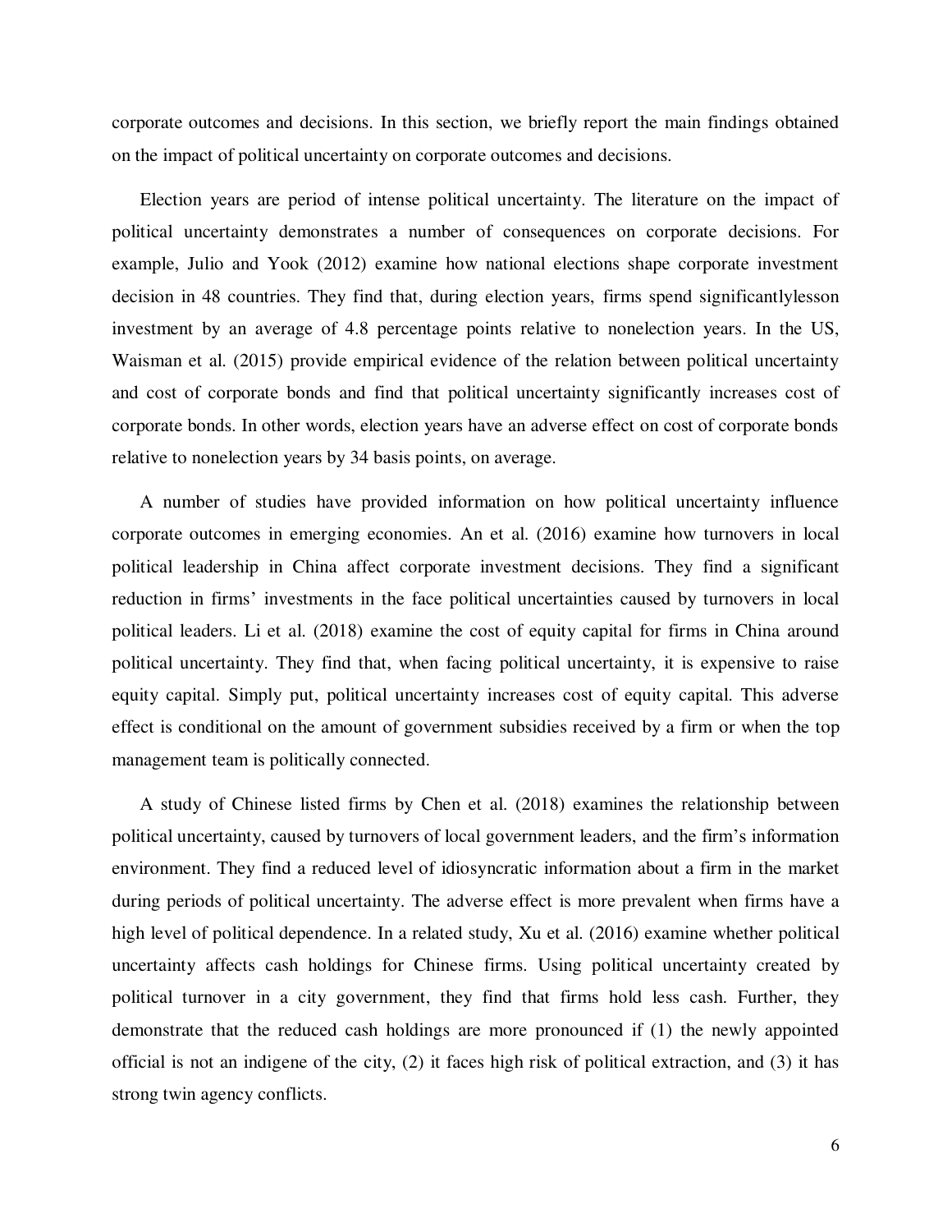corporate outcomes and decisions. In this section, we briefly report the main findings obtained on the impact of political uncertainty on corporate outcomes and decisions.

Election years are period of intense political uncertainty. The literature on the impact of political uncertainty demonstrates a number of consequences on corporate decisions. For example, Julio and Yook (2012) examine how national elections shape corporate investment decision in 48 countries. They find that, during election years, firms spend significantlylesson investment by an average of 4.8 percentage points relative to nonelection years. In the US, Waisman et al. (2015) provide empirical evidence of the relation between political uncertainty and cost of corporate bonds and find that political uncertainty significantly increases cost of corporate bonds. In other words, election years have an adverse effect on cost of corporate bonds relative to nonelection years by 34 basis points, on average.

A number of studies have provided information on how political uncertainty influence corporate outcomes in emerging economies. An et al. (2016) examine how turnovers in local political leadership in China affect corporate investment decisions. They find a significant reduction in firms' investments in the face political uncertainties caused by turnovers in local political leaders. Li et al. (2018) examine the cost of equity capital for firms in China around political uncertainty. They find that, when facing political uncertainty, it is expensive to raise equity capital. Simply put, political uncertainty increases cost of equity capital. This adverse effect is conditional on the amount of government subsidies received by a firm or when the top management team is politically connected.

A study of Chinese listed firms by Chen et al. (2018) examines the relationship between political uncertainty, caused by turnovers of local government leaders, and the firm's information environment. They find a reduced level of idiosyncratic information about a firm in the market during periods of political uncertainty. The adverse effect is more prevalent when firms have a high level of political dependence. In a related study, Xu et al. (2016) examine whether political uncertainty affects cash holdings for Chinese firms. Using political uncertainty created by political turnover in a city government, they find that firms hold less cash. Further, they demonstrate that the reduced cash holdings are more pronounced if (1) the newly appointed official is not an indigene of the city, (2) it faces high risk of political extraction, and (3) it has strong twin agency conflicts.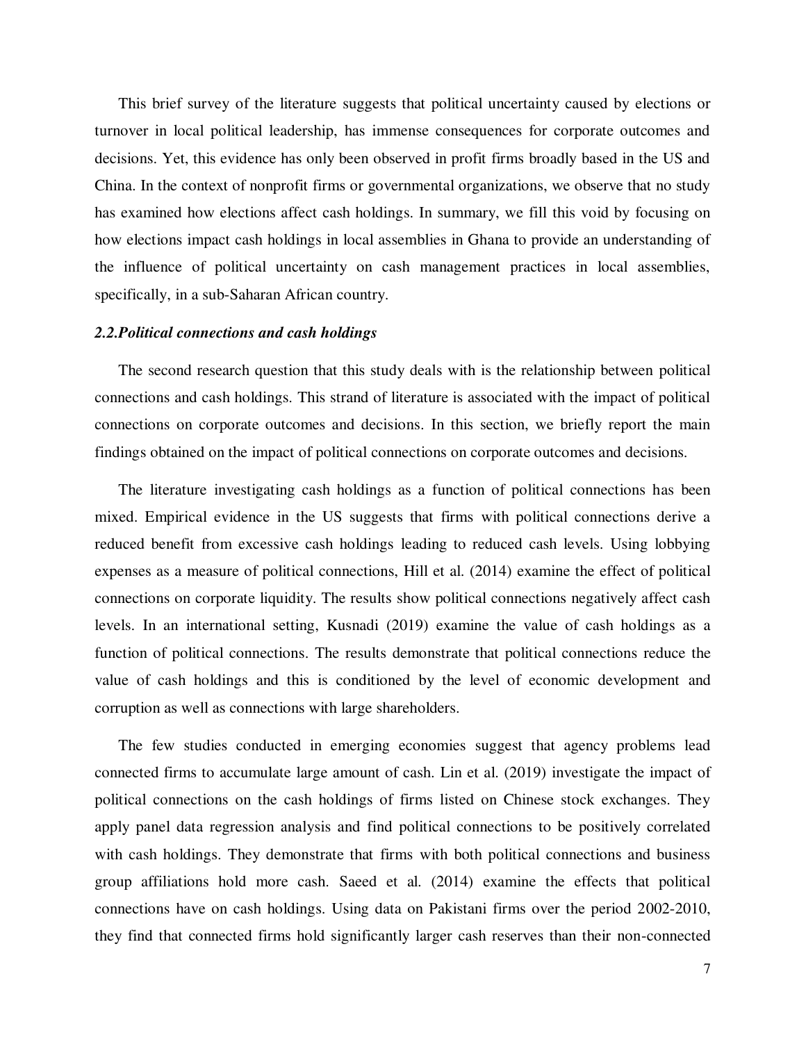This brief survey of the literature suggests that political uncertainty caused by elections or turnover in local political leadership, has immense consequences for corporate outcomes and decisions. Yet, this evidence has only been observed in profit firms broadly based in the US and China. In the context of nonprofit firms or governmental organizations, we observe that no study has examined how elections affect cash holdings. In summary, we fill this void by focusing on how elections impact cash holdings in local assemblies in Ghana to provide an understanding of the influence of political uncertainty on cash management practices in local assemblies, specifically, in a sub-Saharan African country.

### *2.2.Political connections and cash holdings*

The second research question that this study deals with is the relationship between political connections and cash holdings. This strand of literature is associated with the impact of political connections on corporate outcomes and decisions. In this section, we briefly report the main findings obtained on the impact of political connections on corporate outcomes and decisions.

The literature investigating cash holdings as a function of political connections has been mixed. Empirical evidence in the US suggests that firms with political connections derive a reduced benefit from excessive cash holdings leading to reduced cash levels. Using lobbying expenses as a measure of political connections, Hill et al. (2014) examine the effect of political connections on corporate liquidity. The results show political connections negatively affect cash levels. In an international setting, Kusnadi (2019) examine the value of cash holdings as a function of political connections. The results demonstrate that political connections reduce the value of cash holdings and this is conditioned by the level of economic development and corruption as well as connections with large shareholders.

The few studies conducted in emerging economies suggest that agency problems lead connected firms to accumulate large amount of cash. Lin et al. (2019) investigate the impact of political connections on the cash holdings of firms listed on Chinese stock exchanges. They apply panel data regression analysis and find political connections to be positively correlated with cash holdings. They demonstrate that firms with both political connections and business group affiliations hold more cash. Saeed et al. (2014) examine the effects that political connections have on cash holdings. Using data on Pakistani firms over the period 2002-2010, they find that connected firms hold significantly larger cash reserves than their non-connected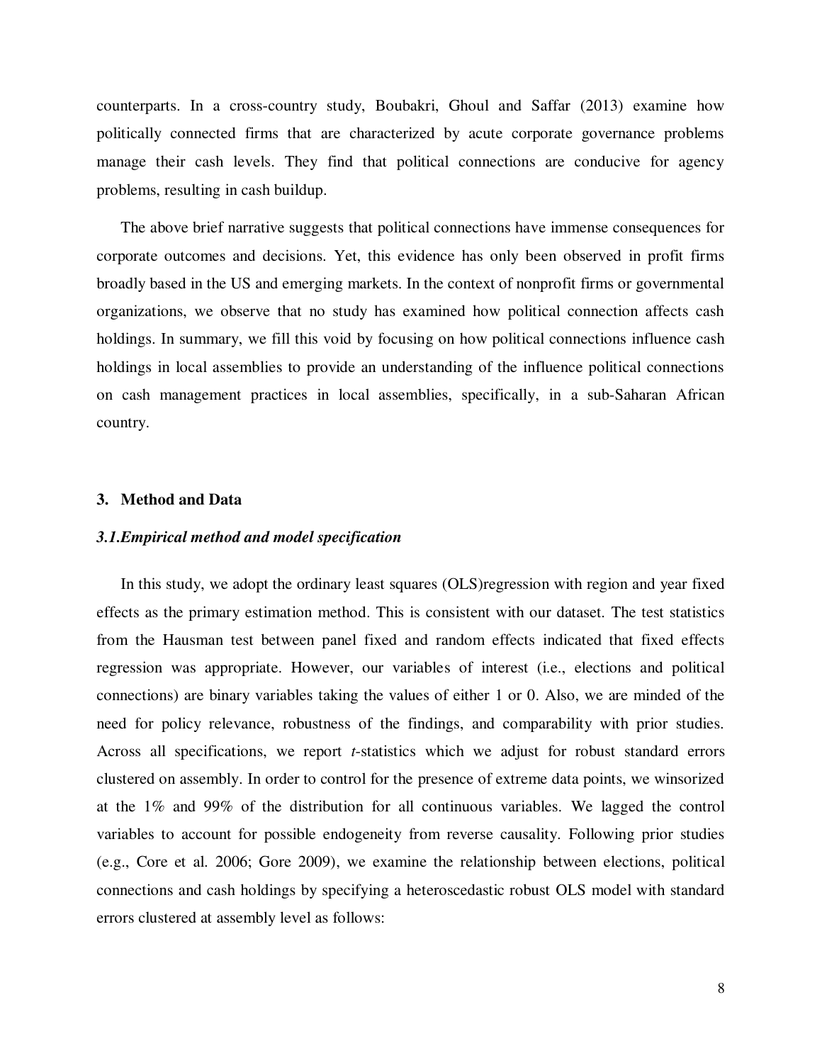counterparts. In a cross-country study, Boubakri, Ghoul and Saffar (2013) examine how politically connected firms that are characterized by acute corporate governance problems manage their cash levels. They find that political connections are conducive for agency problems, resulting in cash buildup.

The above brief narrative suggests that political connections have immense consequences for corporate outcomes and decisions. Yet, this evidence has only been observed in profit firms broadly based in the US and emerging markets. In the context of nonprofit firms or governmental organizations, we observe that no study has examined how political connection affects cash holdings. In summary, we fill this void by focusing on how political connections influence cash holdings in local assemblies to provide an understanding of the influence political connections on cash management practices in local assemblies, specifically, in a sub-Saharan African country.

## 3. Method and Data

### *3.1. Empirical method and model specification*

In this study, we adopt the ordinary least squares (OLS)regression with region and year fixed effects as the primary estimation method. This is consistent with our dataset. The test statistics from the Hausman test between panel fixed and random effects indicated that fixed effects regression was appropriate. However, our variables of interest (i.e., elections and political connections) are binary variables taking the values of either 1 or 0. Also, we are minded of the need for policy relevance, robustness of the findings, and comparability with prior studies. Across all specifications, we report *t*-statistics which we adjust for robust standard errors clustered on assembly. In order to control for the presence of extreme data points, we winsorized at the 1% and 99% of the distribution for all continuous variables. We lagged the control variables to account for possible endogeneity from reverse causality. Following prior studies (e.g., Core et al. 2006; Gore 2009), we examine the relationship between elections, political connections and cash holdings by specifying a heteroscedastic robust OLS model with standard errors clustered at assembly level as follows: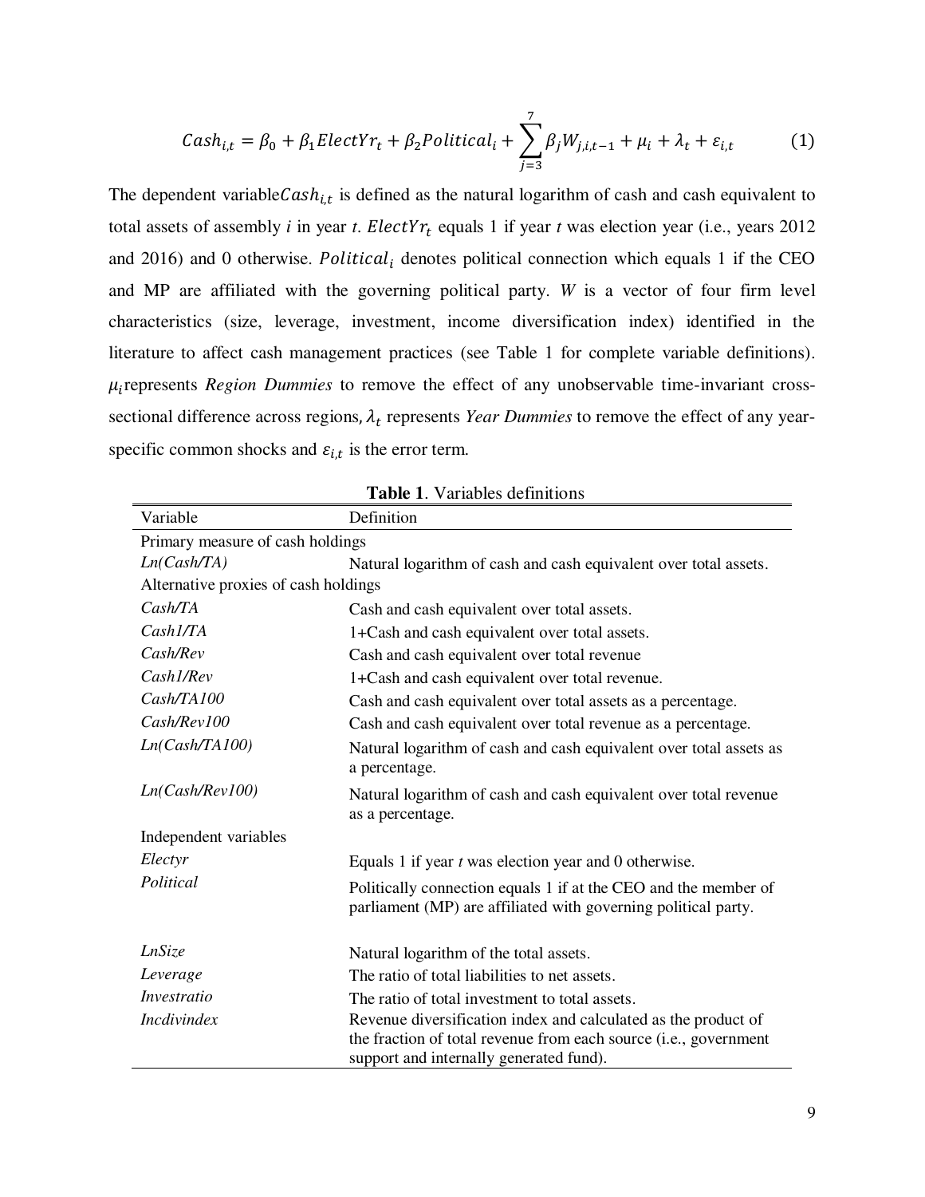$$Cash_{i,t} = \beta_0 + \beta_1 ElectYr_t + \beta_2 Political_i + \sum_{j=3}^{7} \beta_j W_{j,i,t-1} + \mu_i + \lambda_t + \varepsilon_{i,t} \qquad (1)$$

The dependent variable $Cash_{i,t}$ is defined as the natural logarithm of cash and cash equivalent to total assets of assembly *i* in year *t*. $ElectYr_t$ equals 1 if year *t* was election year (i.e., years 2012 and 2016) and 0 otherwise. $Political_i$ denotes political connection which equals 1 if the CEO and MP are affiliated with the governing political party. *W* is a vector of four firm level characteristics (size, leverage, investment, income diversification index) identified in the literature to affect cash management practices (see Table 1 for complete variable definitions). $\mu_i$ represents *Region Dummies* to remove the effect of any unobservable time-invariant cross-sectional difference across regions, $\lambda_t$ represents *Year Dummies* to remove the effect of any year-specific common shocks and $\varepsilon_{i,t}$ is the error term.

**Table 1**. Variables definitions

| Variable | Definition |
|---|---|
| Primary measure of cash holdings | |
| *Ln(Cash/TA)* | Natural logarithm of cash and cash equivalent over total assets. |
| Alternative proxies of cash holdings | |
| *Cash/TA* | Cash and cash equivalent over total assets. |
| *Cash1/TA* | 1+Cash and cash equivalent over total assets. |
| *Cash/Rev* | Cash and cash equivalent over total revenue |
| *Cash1/Rev* | 1+Cash and cash equivalent over total revenue. |
| *Cash/TA100* | Cash and cash equivalent over total assets as a percentage. |
| *Cash/Rev100* | Cash and cash equivalent over total revenue as a percentage. |
| *Ln(Cash/TA100)* | Natural logarithm of cash and cash equivalent over total assets as a percentage. |
| *Ln(Cash/Rev100)* | Natural logarithm of cash and cash equivalent over total revenue as a percentage. |
| Independent variables | |
| *Electyr* | Equals 1 if year *t* was election year and 0 otherwise. |
| *Political* | Politically connection equals 1 if at the CEO and the member of parliament (MP) are affiliated with governing political party. |
| *LnSize* | Natural logarithm of the total assets. |
| *Leverage* | The ratio of total liabilities to net assets. |
| *Investratio* | The ratio of total investment to total assets. |
| *Incdivindex* | Revenue diversification index and calculated as the product of the fraction of total revenue from each source (i.e., government support and internally generated fund). |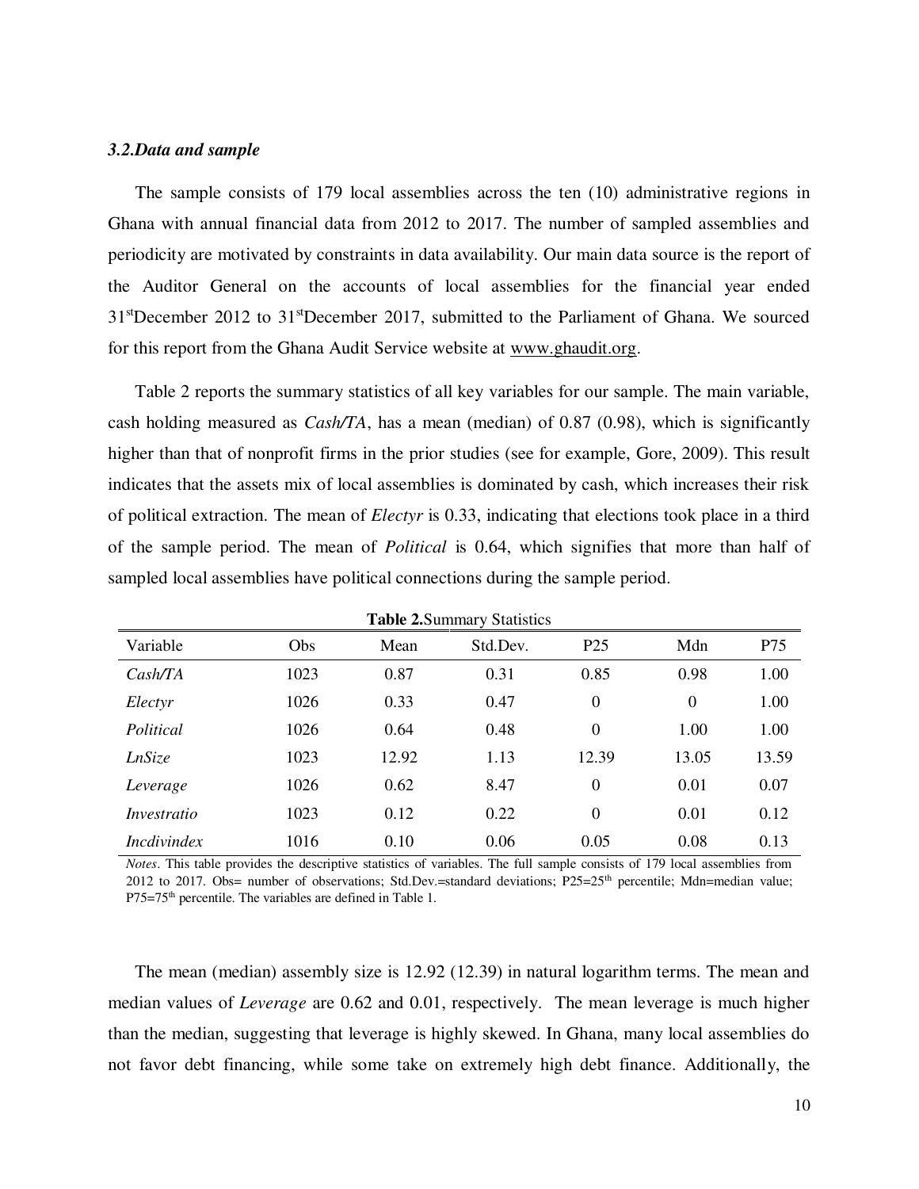### *3.2.Data and sample*

The sample consists of 179 local assemblies across the ten (10) administrative regions in Ghana with annual financial data from 2012 to 2017. The number of sampled assemblies and periodicity are motivated by constraints in data availability. Our main data source is the report of the Auditor General on the accounts of local assemblies for the financial year ended 31[st]December 2012 to 31[st]December 2017, submitted to the Parliament of Ghana. We sourced for this report from the Ghana Audit Service website at www.ghaudit.org.

Table 2 reports the summary statistics of all key variables for our sample. The main variable, cash holding measured as *Cash/TA*, has a mean (median) of 0.87 (0.98), which is significantly higher than that of nonprofit firms in the prior studies (see for example, Gore, 2009). This result indicates that the assets mix of local assemblies is dominated by cash, which increases their risk of political extraction. The mean of *Electyr* is 0.33, indicating that elections took place in a third of the sample period. The mean of *Political* is 0.64, which signifies that more than half of sampled local assemblies have political connections during the sample period.

**Table 2.**Summary Statistics

| Variable | Obs | Mean | Std.Dev. | P25 | Mdn | P75 |
|---|---|---|---|---|---|---|
| *Cash/TA* | 1023 | 0.87 | 0.31 | 0.85 | 0.98 | 1.00 |
| *Electyr* | 1026 | 0.33 | 0.47 | 0 | 0 | 1.00 |
| *Political* | 1026 | 0.64 | 0.48 | 0 | 1.00 | 1.00 |
| *LnSize* | 1023 | 12.92 | 1.13 | 12.39 | 13.05 | 13.59 |
| *Leverage* | 1026 | 0.62 | 8.47 | 0 | 0.01 | 0.07 |
| *Investratio* | 1023 | 0.12 | 0.22 | 0 | 0.01 | 0.12 |
| *Incdivindex* | 1016 | 0.10 | 0.06 | 0.05 | 0.08 | 0.13 |

*Notes*. This table provides the descriptive statistics of variables. The full sample consists of 179 local assemblies from 2012 to 2017. Obs= number of observations; Std.Dev.=standard deviations; P25=25[th] percentile; Mdn=median value; P75=75[th] percentile. The variables are defined in Table 1.

The mean (median) assembly size is 12.92 (12.39) in natural logarithm terms. The mean and median values of *Leverage* are 0.62 and 0.01, respectively. The mean leverage is much higher than the median, suggesting that leverage is highly skewed. In Ghana, many local assemblies do not favor debt financing, while some take on extremely high debt finance. Additionally, the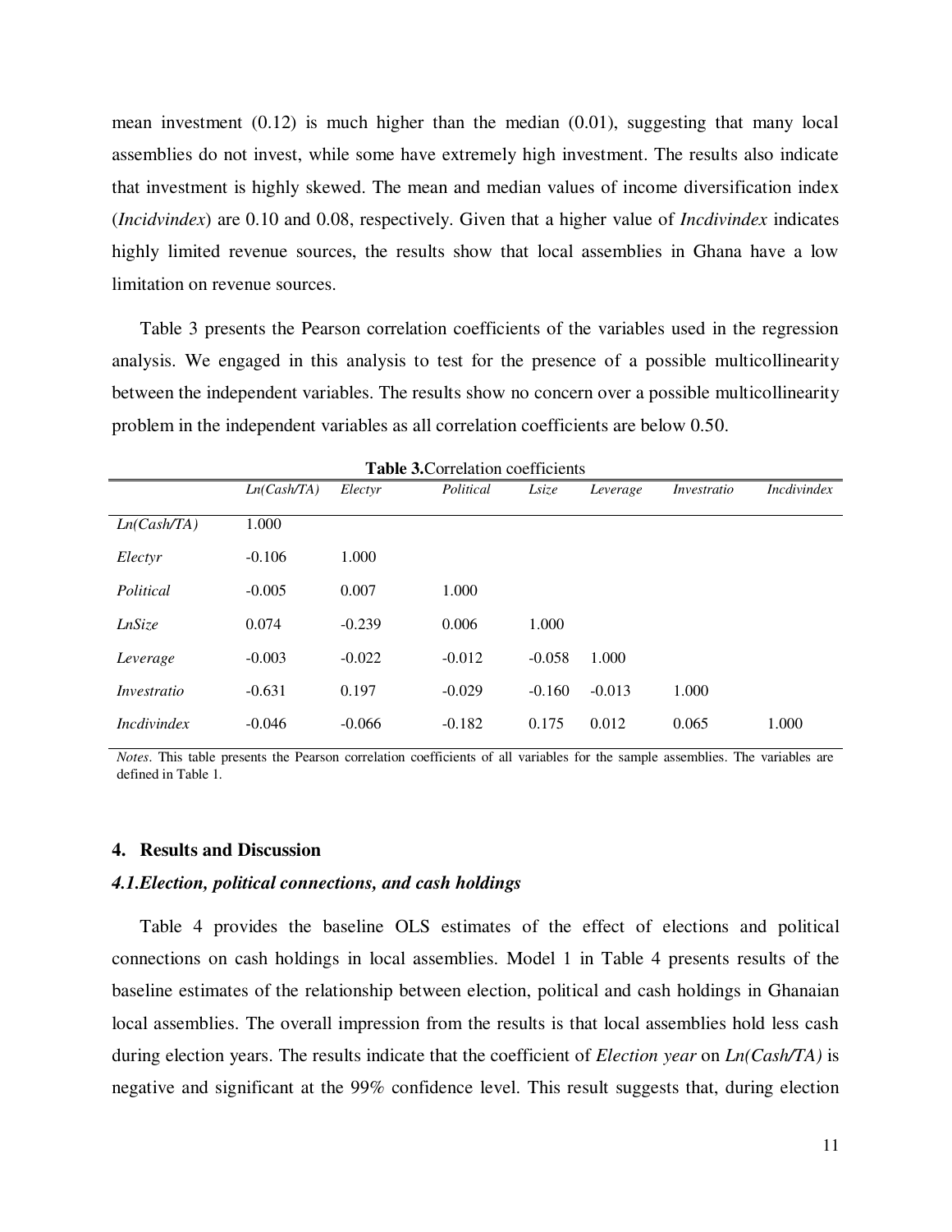mean investment (0.12) is much higher than the median (0.01), suggesting that many local assemblies do not invest, while some have extremely high investment. The results also indicate that investment is highly skewed. The mean and median values of income diversification index (*Incidvindex*) are 0.10 and 0.08, respectively. Given that a higher value of *Incdivindex* indicates highly limited revenue sources, the results show that local assemblies in Ghana have a low limitation on revenue sources.

Table 3 presents the Pearson correlation coefficients of the variables used in the regression analysis. We engaged in this analysis to test for the presence of a possible multicollinearity between the independent variables. The results show no concern over a possible multicollinearity problem in the independent variables as all correlation coefficients are below 0.50.

**Table 3.**Correlation coefficients

| | *Ln(Cash/TA)* | *Electyr* | *Political* | *Lsize* | *Leverage* | *Investratio* | *Incdivindex* |
|---|---|---|---|---|---|---|---|
| *Ln(Cash/TA)* | 1.000 | | | | | | |
| *Electyr* | -0.106 | 1.000 | | | | | |
| *Political* | -0.005 | 0.007 | 1.000 | | | | |
| *LnSize* | 0.074 | -0.239 | 0.006 | 1.000 | | | |
| *Leverage* | -0.003 | -0.022 | -0.012 | -0.058 | 1.000 | | |
| *Investratio* | -0.631 | 0.197 | -0.029 | -0.160 | -0.013 | 1.000 | |
| *Incdivindex* | -0.046 | -0.066 | -0.182 | 0.175 | 0.012 | 0.065 | 1.000 |

*Notes*. This table presents the Pearson correlation coefficients of all variables for the sample assemblies. The variables are defined in Table 1.

## 4. Results and Discussion

### *4.1.Election, political connections, and cash holdings*

Table 4 provides the baseline OLS estimates of the effect of elections and political connections on cash holdings in local assemblies. Model 1 in Table 4 presents results of the baseline estimates of the relationship between election, political and cash holdings in Ghanaian local assemblies. The overall impression from the results is that local assemblies hold less cash during election years. The results indicate that the coefficient of *Election year* on *Ln(Cash/TA)* is negative and significant at the 99% confidence level. This result suggests that, during election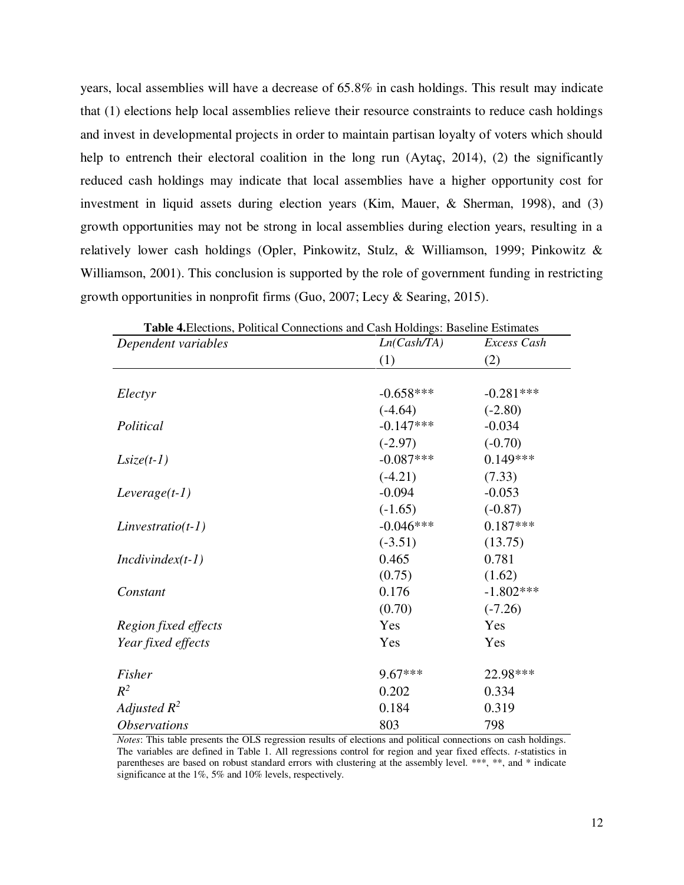years, local assemblies will have a decrease of 65.8% in cash holdings. This result may indicate that (1) elections help local assemblies relieve their resource constraints to reduce cash holdings and invest in developmental projects in order to maintain partisan loyalty of voters which should help to entrench their electoral coalition in the long run (Aytaç, 2014), (2) the significantly reduced cash holdings may indicate that local assemblies have a higher opportunity cost for investment in liquid assets during election years (Kim, Mauer, & Sherman, 1998), and (3) growth opportunities may not be strong in local assemblies during election years, resulting in a relatively lower cash holdings (Opler, Pinkowitz, Stulz, & Williamson, 1999; Pinkowitz & Williamson, 2001). This conclusion is supported by the role of government funding in restricting growth opportunities in nonprofit firms (Guo, 2007; Lecy & Searing, 2015).

**Table 4.** Elections, Political Connections and Cash Holdings: Baseline Estimates

| *Dependent variables* | *Ln(Cash/TA)* | *Excess Cash* |
|---|---|---|
| | (1) | (2) |
| *Electyr* | -0.658*** | -0.281*** |
| | (-4.64) | (-2.80) |
| *Political* | -0.147*** | -0.034 |
| | (-2.97) | (-0.70) |
| *Lsize(t-1)* | -0.087*** | 0.149*** |
| | (-4.21) | (7.33) |
| *Leverage(t-1)* | -0.094 | -0.053 |
| | (-1.65) | (-0.87) |
| *Linvestratio(t-1)* | -0.046*** | 0.187*** |
| | (-3.51) | (13.75) |
| *Incdivindex(t-1)* | 0.465 | 0.781 |
| | (0.75) | (1.62) |
| *Constant* | 0.176 | -1.802*** |
| | (0.70) | (-7.26) |
| *Region fixed effects* | Yes | Yes |
| *Year fixed effects* | Yes | Yes |
| *Fisher* | 9.67*** | 22.98*** |
| $R^2$ | 0.202 | 0.334 |
| *Adjusted* $R^2$ | 0.184 | 0.319 |
| *Observations* | 803 | 798 |

*Notes*: This table presents the OLS regression results of elections and political connections on cash holdings. The variables are defined in Table 1. All regressions control for region and year fixed effects. *t*-statistics in parentheses are based on robust standard errors with clustering at the assembly level. ***, **, and * indicate significance at the 1%, 5% and 10% levels, respectively.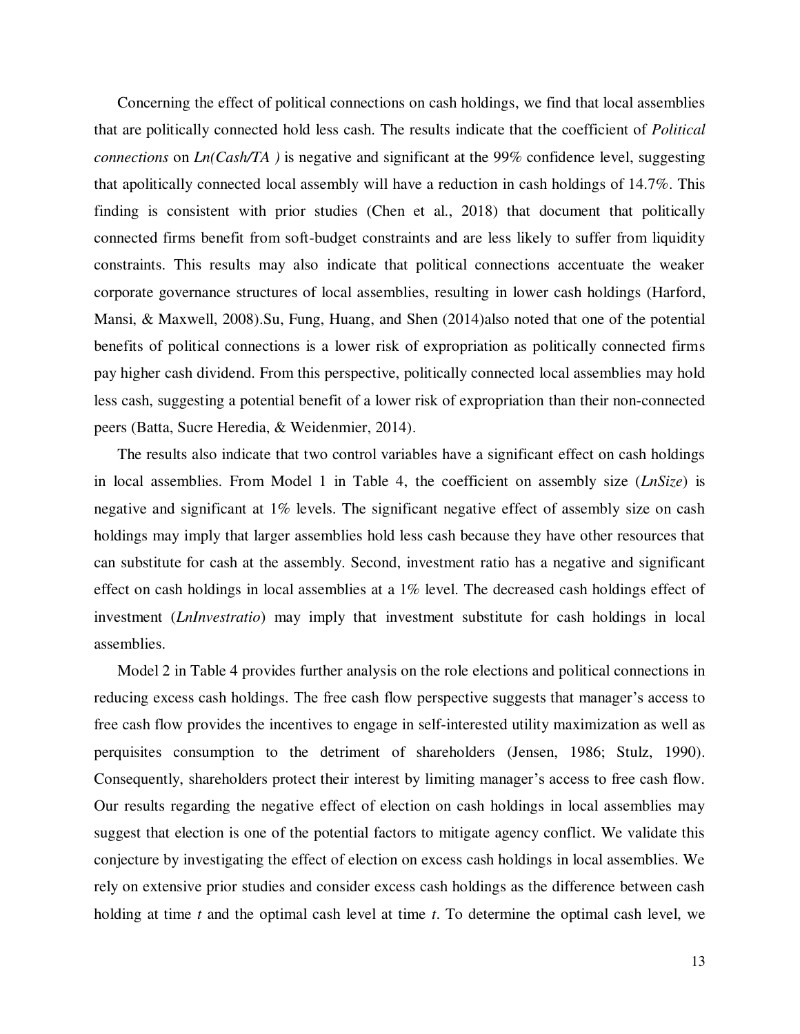Concerning the effect of political connections on cash holdings, we find that local assemblies that are politically connected hold less cash. The results indicate that the coefficient of *Political connections* on *Ln(Cash/TA )* is negative and significant at the 99% confidence level, suggesting that apolitically connected local assembly will have a reduction in cash holdings of 14.7%. This finding is consistent with prior studies (Chen et al., 2018) that document that politically connected firms benefit from soft-budget constraints and are less likely to suffer from liquidity constraints. This results may also indicate that political connections accentuate the weaker corporate governance structures of local assemblies, resulting in lower cash holdings (Harford, Mansi, & Maxwell, 2008).Su, Fung, Huang, and Shen (2014)also noted that one of the potential benefits of political connections is a lower risk of expropriation as politically connected firms pay higher cash dividend. From this perspective, politically connected local assemblies may hold less cash, suggesting a potential benefit of a lower risk of expropriation than their non-connected peers (Batta, Sucre Heredia, & Weidenmier, 2014).

The results also indicate that two control variables have a significant effect on cash holdings in local assemblies. From Model 1 in Table 4, the coefficient on assembly size (*LnSize*) is negative and significant at 1% levels. The significant negative effect of assembly size on cash holdings may imply that larger assemblies hold less cash because they have other resources that can substitute for cash at the assembly. Second, investment ratio has a negative and significant effect on cash holdings in local assemblies at a 1% level. The decreased cash holdings effect of investment (*LnInvestratio*) may imply that investment substitute for cash holdings in local assemblies.

Model 2 in Table 4 provides further analysis on the role elections and political connections in reducing excess cash holdings. The free cash flow perspective suggests that manager's access to free cash flow provides the incentives to engage in self-interested utility maximization as well as perquisites consumption to the detriment of shareholders (Jensen, 1986; Stulz, 1990). Consequently, shareholders protect their interest by limiting manager's access to free cash flow. Our results regarding the negative effect of election on cash holdings in local assemblies may suggest that election is one of the potential factors to mitigate agency conflict. We validate this conjecture by investigating the effect of election on excess cash holdings in local assemblies. We rely on extensive prior studies and consider excess cash holdings as the difference between cash holding at time *t* and the optimal cash level at time *t*. To determine the optimal cash level, we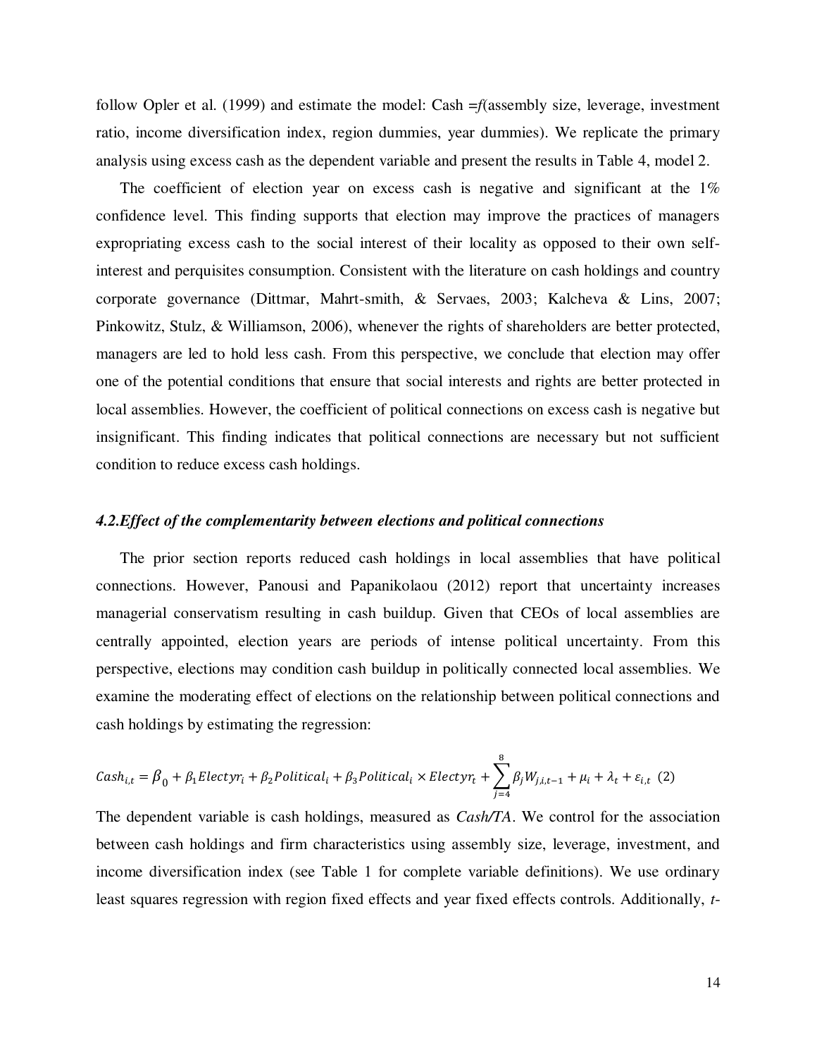follow Opler et al. (1999) and estimate the model: Cash =*f*(assembly size, leverage, investment ratio, income diversification index, region dummies, year dummies). We replicate the primary analysis using excess cash as the dependent variable and present the results in Table 4, model 2.

The coefficient of election year on excess cash is negative and significant at the 1% confidence level. This finding supports that election may improve the practices of managers expropriating excess cash to the social interest of their locality as opposed to their own self-interest and perquisites consumption. Consistent with the literature on cash holdings and country corporate governance (Dittmar, Mahrt-smith, & Servaes, 2003; Kalcheva & Lins, 2007; Pinkowitz, Stulz, & Williamson, 2006), whenever the rights of shareholders are better protected, managers are led to hold less cash. From this perspective, we conclude that election may offer one of the potential conditions that ensure that social interests and rights are better protected in local assemblies. However, the coefficient of political connections on excess cash is negative but insignificant. This finding indicates that political connections are necessary but not sufficient condition to reduce excess cash holdings.

### *4.2.Effect of the complementarity between elections and political connections*

The prior section reports reduced cash holdings in local assemblies that have political connections. However, Panousi and Papanikolaou (2012) report that uncertainty increases managerial conservatism resulting in cash buildup. Given that CEOs of local assemblies are centrally appointed, election years are periods of intense political uncertainty. From this perspective, elections may condition cash buildup in politically connected local assemblies. We examine the moderating effect of elections on the relationship between political connections and cash holdings by estimating the regression:

$$Cash_{i,t} = \beta_0 + \beta_1 Electyr_i + \beta_2 Political_i + \beta_3 Political_i \times Electyr_t + \sum_{j=4}^{8} \beta_j W_{j,i,t-1} + \mu_i + \lambda_t + \varepsilon_{i,t} \quad (2)$$

The dependent variable is cash holdings, measured as *Cash/TA*. We control for the association between cash holdings and firm characteristics using assembly size, leverage, investment, and income diversification index (see Table 1 for complete variable definitions). We use ordinary least squares regression with region fixed effects and year fixed effects controls. Additionally, *t*-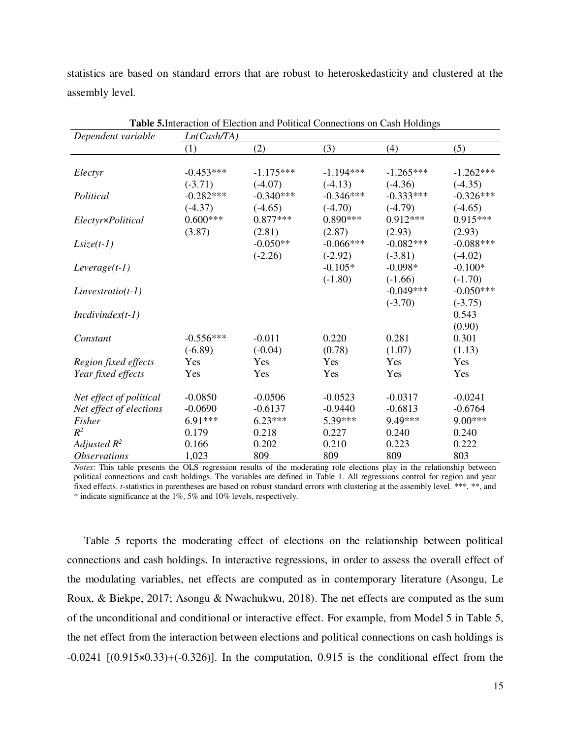statistics are based on standard errors that are robust to heteroskedasticity and clustered at the assembly level.

**Table 5.** Interaction of Election and Political Connections on Cash Holdings

| *Dependent variable* | *Ln(Cash/TA)* | | | | |
|---|---|---|---|---|---|
| | (1) | (2) | (3) | (4) | (5) |
| *Electyr* | -0.453*** | -1.175*** | -1.194*** | -1.265*** | -1.262*** |
| | (-3.71) | (-4.07) | (-4.13) | (-4.36) | (-4.35) |
| *Political* | -0.282*** | -0.340*** | -0.346*** | -0.333*** | -0.326*** |
| | (-4.37) | (-4.65) | (-4.70) | (-4.79) | (-4.65) |
| *Electyr×Political* | 0.600*** | 0.877*** | 0.890*** | 0.912*** | 0.915*** |
| | (3.87) | (2.81) | (2.87) | (2.93) | (2.93) |
| *Lsize(t-1)* | | -0.050** | -0.066*** | -0.082*** | -0.088*** |
| | | (-2.26) | (-2.92) | (-3.81) | (-4.02) |
| *Leverage(t-1)* | | | -0.105* | -0.098* | -0.100* |
| | | | (-1.80) | (-1.66) | (-1.70) |
| *Linvestratio(t-1)* | | | | -0.049*** | -0.050*** |
| | | | | (-3.70) | (-3.75) |
| *Incdivindex(t-1)* | | | | | 0.543 |
| | | | | | (0.90) |
| *Constant* | -0.556*** | -0.011 | 0.220 | 0.281 | 0.301 |
| | (-6.89) | (-0.04) | (0.78) | (1.07) | (1.13) |
| *Region fixed effects* | Yes | Yes | Yes | Yes | Yes |
| *Year fixed effects* | Yes | Yes | Yes | Yes | Yes |
| *Net effect of political* | -0.0850 | -0.0506 | -0.0523 | -0.0317 | -0.0241 |
| *Net effect of elections* | -0.0690 | -0.6137 | -0.9440 | -0.6813 | -0.6764 |
| *Fisher* | 6.91*** | 6.23*** | 5.39*** | 9.49*** | 9.00*** |
| $R^2$ | 0.179 | 0.218 | 0.227 | 0.240 | 0.240 |
| *Adjusted* $R^2$ | 0.166 | 0.202 | 0.210 | 0.223 | 0.222 |
| *Observations* | 1,023 | 809 | 809 | 809 | 803 |

*Notes*: This table presents the OLS regression results of the moderating role elections play in the relationship between political connections and cash holdings. The variables are defined in Table 1. All regressions control for region and year fixed effects. *t*-statistics in parentheses are based on robust standard errors with clustering at the assembly level. ***, **, and * indicate significance at the 1%, 5% and 10% levels, respectively.

Table 5 reports the moderating effect of elections on the relationship between political connections and cash holdings. In interactive regressions, in order to assess the overall effect of the modulating variables, net effects are computed as in contemporary literature (Asongu, Le Roux, & Biekpe, 2017; Asongu & Nwachukwu, 2018). The net effects are computed as the sum of the unconditional and conditional or interactive effect. For example, from Model 5 in Table 5, the net effect from the interaction between elections and political connections on cash holdings is -0.0241 [(0.915×0.33)+(-0.326)]. In the computation, 0.915 is the conditional effect from the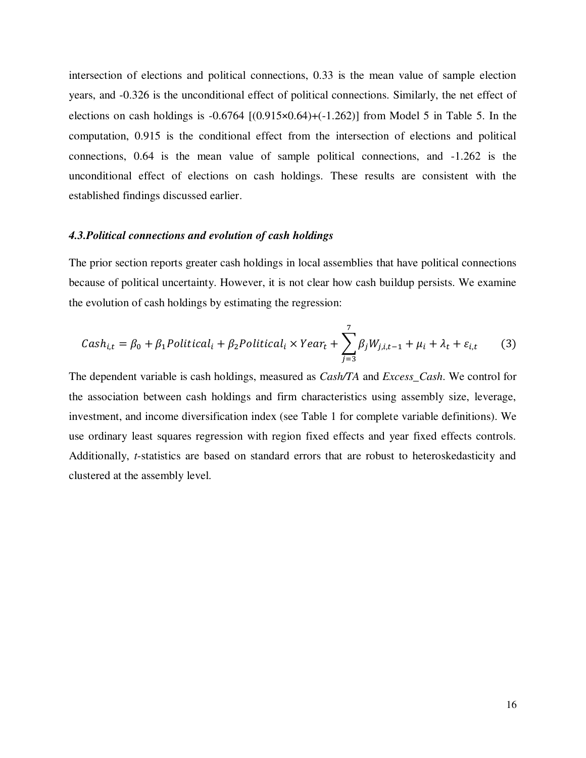intersection of elections and political connections, 0.33 is the mean value of sample election years, and -0.326 is the unconditional effect of political connections. Similarly, the net effect of elections on cash holdings is -0.6764 [(0.915×0.64)+(-1.262)] from Model 5 in Table 5. In the computation, 0.915 is the conditional effect from the intersection of elections and political connections, 0.64 is the mean value of sample political connections, and -1.262 is the unconditional effect of elections on cash holdings. These results are consistent with the established findings discussed earlier.

### *4.3.Political connections and evolution of cash holdings*

The prior section reports greater cash holdings in local assemblies that have political connections because of political uncertainty. However, it is not clear how cash buildup persists. We examine the evolution of cash holdings by estimating the regression:

$$Cash_{i,t} = \beta_0 + \beta_1 Political_i + \beta_2 Political_i \times Year_t + \sum_{j=3}^{7} \beta_j W_{j,i,t-1} + \mu_i + \lambda_t + \varepsilon_{i,t} \qquad (3)$$

The dependent variable is cash holdings, measured as *Cash/TA* and *Excess_Cash*. We control for the association between cash holdings and firm characteristics using assembly size, leverage, investment, and income diversification index (see Table 1 for complete variable definitions). We use ordinary least squares regression with region fixed effects and year fixed effects controls. Additionally, *t*-statistics are based on standard errors that are robust to heteroskedasticity and clustered at the assembly level.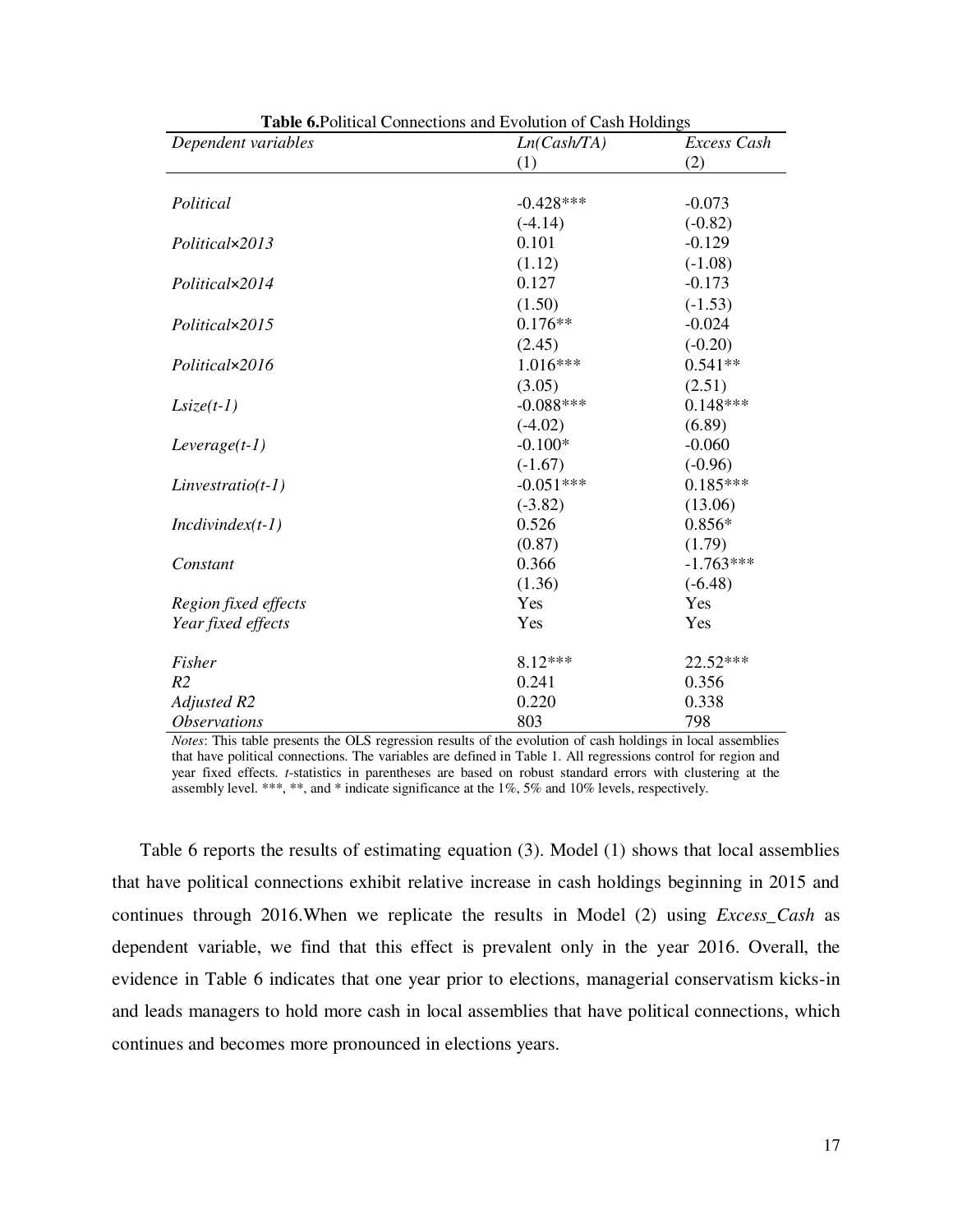**Table 6.** Political Connections and Evolution of Cash Holdings

| *Dependent variables* | *Ln(Cash/TA)* | *Excess Cash* |
|---|---|---|
| | (1) | (2) |
| *Political* | -0.428*** | -0.073 |
| | (-4.14) | (-0.82) |
| *Political×2013* | 0.101 | -0.129 |
| | (1.12) | (-1.08) |
| *Political×2014* | 0.127 | -0.173 |
| | (1.50) | (-1.53) |
| *Political×2015* | 0.176** | -0.024 |
| | (2.45) | (-0.20) |
| *Political×2016* | 1.016*** | 0.541** |
| | (3.05) | (2.51) |
| *Lsize(t-1)* | -0.088*** | 0.148*** |
| | (-4.02) | (6.89) |
| *Leverage(t-1)* | -0.100* | -0.060 |
| | (-1.67) | (-0.96) |
| *Linvestratio(t-1)* | -0.051*** | 0.185*** |
| | (-3.82) | (13.06) |
| *Incdivindex(t-1)* | 0.526 | 0.856* |
| | (0.87) | (1.79) |
| *Constant* | 0.366 | -1.763*** |
| | (1.36) | (-6.48) |
| *Region fixed effects* | Yes | Yes |
| *Year fixed effects* | Yes | Yes |
| *Fisher* | 8.12*** | 22.52*** |
| *R2* | 0.241 | 0.356 |
| *Adjusted R2* | 0.220 | 0.338 |
| *Observations* | 803 | 798 |

*Notes*: This table presents the OLS regression results of the evolution of cash holdings in local assemblies that have political connections. The variables are defined in Table 1. All regressions control for region and year fixed effects. *t*-statistics in parentheses are based on robust standard errors with clustering at the assembly level. ***, **, and * indicate significance at the 1%, 5% and 10% levels, respectively.

Table 6 reports the results of estimating equation (3). Model (1) shows that local assemblies that have political connections exhibit relative increase in cash holdings beginning in 2015 and continues through 2016.When we replicate the results in Model (2) using *Excess_Cash* as dependent variable, we find that this effect is prevalent only in the year 2016. Overall, the evidence in Table 6 indicates that one year prior to elections, managerial conservatism kicks-in and leads managers to hold more cash in local assemblies that have political connections, which continues and becomes more pronounced in elections years.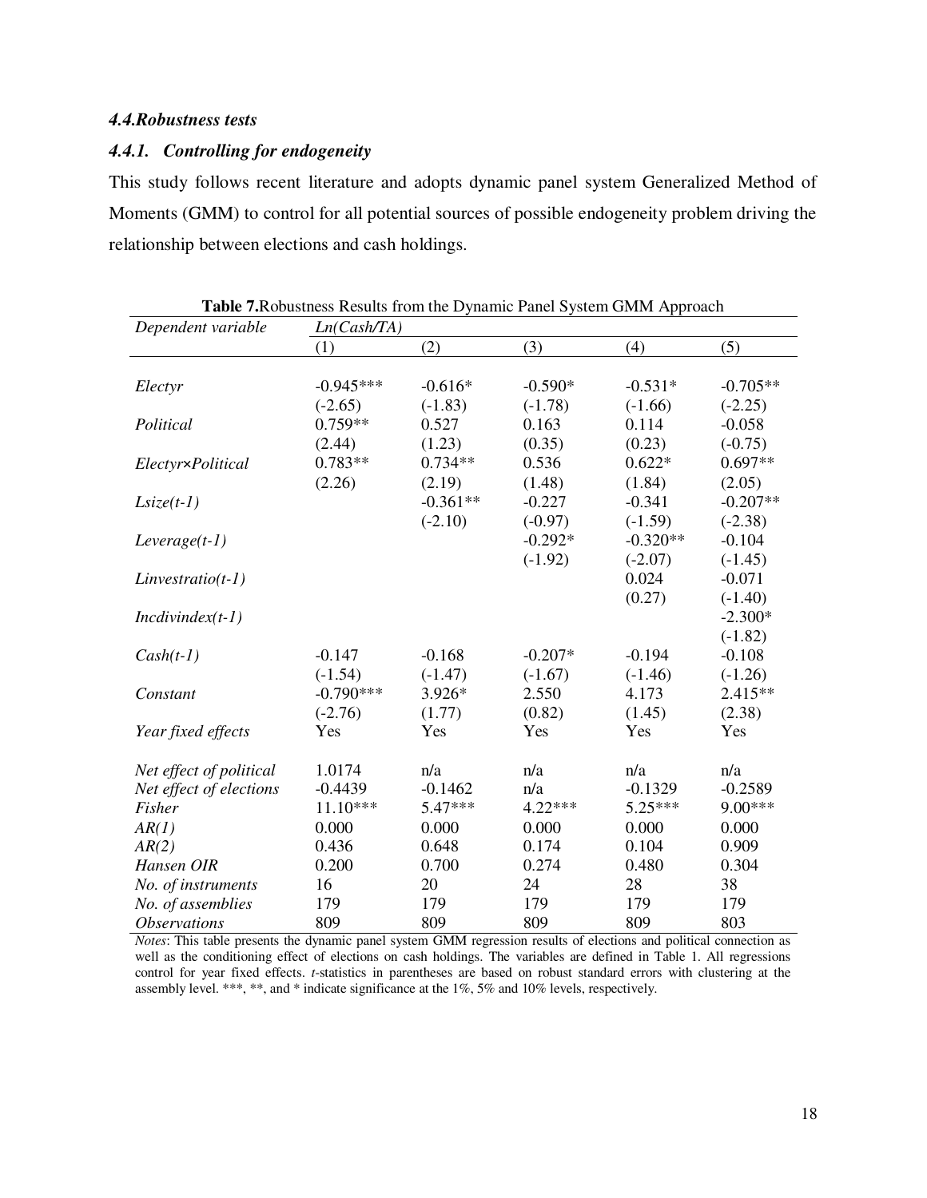### *4.4.Robustness tests*

### *4.4.1. Controlling for endogeneity*

This study follows recent literature and adopts dynamic panel system Generalized Method of Moments (GMM) to control for all potential sources of possible endogeneity problem driving the relationship between elections and cash holdings.

**Table 7.**Robustness Results from the Dynamic Panel System GMM Approach

| *Dependent variable* | *Ln(Cash/TA)* | | | | |
|---|---|---|---|---|---|
| | (1) | (2) | (3) | (4) | (5) |
| *Electyr* | -0.945*** | -0.616* | -0.590* | -0.531* | -0.705** |
| | (-2.65) | (-1.83) | (-1.78) | (-1.66) | (-2.25) |
| *Political* | 0.759** | 0.527 | 0.163 | 0.114 | -0.058 |
| | (2.44) | (1.23) | (0.35) | (0.23) | (-0.75) |
| *Electyr×Political* | 0.783** | 0.734** | 0.536 | 0.622* | 0.697** |
| | (2.26) | (2.19) | (1.48) | (1.84) | (2.05) |
| *Lsize(t-1)* | | -0.361** | -0.227 | -0.341 | -0.207** |
| | | (-2.10) | (-0.97) | (-1.59) | (-2.38) |
| *Leverage(t-1)* | | | -0.292* | -0.320** | -0.104 |
| | | | (-1.92) | (-2.07) | (-1.45) |
| *Linvestratio(t-1)* | | | | 0.024 | -0.071 |
| | | | | (0.27) | (-1.40) |
| *Incdivindex(t-1)* | | | | | -2.300* |
| | | | | | (-1.82) |
| *Cash(t-1)* | -0.147 | -0.168 | -0.207* | -0.194 | -0.108 |
| | (-1.54) | (-1.47) | (-1.67) | (-1.46) | (-1.26) |
| *Constant* | -0.790*** | 3.926* | 2.550 | 4.173 | 2.415** |
| | (-2.76) | (1.77) | (0.82) | (1.45) | (2.38) |
| *Year fixed effects* | Yes | Yes | Yes | Yes | Yes |
| *Net effect of political* | 1.0174 | n/a | n/a | n/a | n/a |
| *Net effect of elections* | -0.4439 | -0.1462 | n/a | -0.1329 | -0.2589 |
| *Fisher* | 11.10*** | 5.47*** | 4.22*** | 5.25*** | 9.00*** |
| *AR(1)* | 0.000 | 0.000 | 0.000 | 0.000 | 0.000 |
| *AR(2)* | 0.436 | 0.648 | 0.174 | 0.104 | 0.909 |
| *Hansen OIR* | 0.200 | 0.700 | 0.274 | 0.480 | 0.304 |
| *No. of instruments* | 16 | 20 | 24 | 28 | 38 |
| *No. of assemblies* | 179 | 179 | 179 | 179 | 179 |
| *Observations* | 809 | 809 | 809 | 809 | 803 |

*Notes*: This table presents the dynamic panel system GMM regression results of elections and political connection as well as the conditioning effect of elections on cash holdings. The variables are defined in Table 1. All regressions control for year fixed effects. *t*-statistics in parentheses are based on robust standard errors with clustering at the assembly level. ***, **, and * indicate significance at the 1%, 5% and 10% levels, respectively.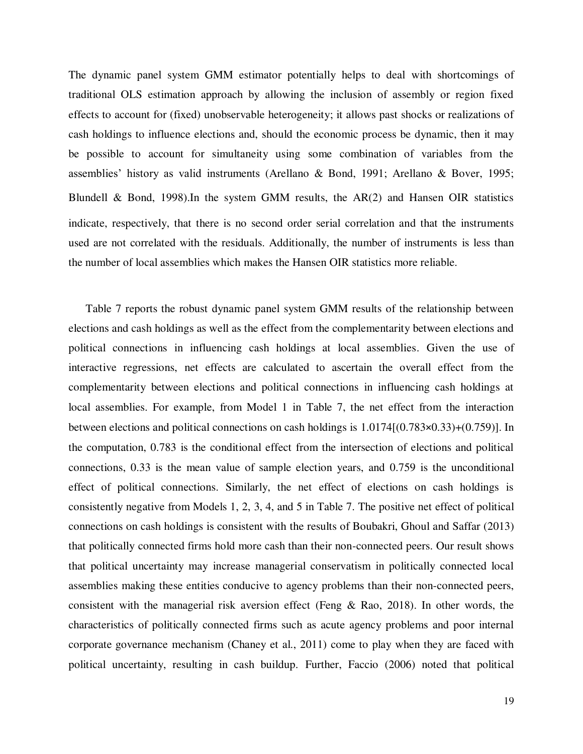The dynamic panel system GMM estimator potentially helps to deal with shortcomings of traditional OLS estimation approach by allowing the inclusion of assembly or region fixed effects to account for (fixed) unobservable heterogeneity; it allows past shocks or realizations of cash holdings to influence elections and, should the economic process be dynamic, then it may be possible to account for simultaneity using some combination of variables from the assemblies' history as valid instruments (Arellano & Bond, 1991; Arellano & Bover, 1995; Blundell & Bond, 1998).In the system GMM results, the AR(2) and Hansen OIR statistics indicate, respectively, that there is no second order serial correlation and that the instruments used are not correlated with the residuals. Additionally, the number of instruments is less than the number of local assemblies which makes the Hansen OIR statistics more reliable.

Table 7 reports the robust dynamic panel system GMM results of the relationship between elections and cash holdings as well as the effect from the complementarity between elections and political connections in influencing cash holdings at local assemblies. Given the use of interactive regressions, net effects are calculated to ascertain the overall effect from the complementarity between elections and political connections in influencing cash holdings at local assemblies. For example, from Model 1 in Table 7, the net effect from the interaction between elections and political connections on cash holdings is 1.0174[$(0.783\times0.33)+(0.759)$]. In the computation, 0.783 is the conditional effect from the intersection of elections and political connections, 0.33 is the mean value of sample election years, and 0.759 is the unconditional effect of political connections. Similarly, the net effect of elections on cash holdings is consistently negative from Models 1, 2, 3, 4, and 5 in Table 7. The positive net effect of political connections on cash holdings is consistent with the results of Boubakri, Ghoul and Saffar (2013) that politically connected firms hold more cash than their non-connected peers. Our result shows that political uncertainty may increase managerial conservatism in politically connected local assemblies making these entities conducive to agency problems than their non-connected peers, consistent with the managerial risk aversion effect (Feng & Rao, 2018). In other words, the characteristics of politically connected firms such as acute agency problems and poor internal corporate governance mechanism (Chaney et al., 2011) come to play when they are faced with political uncertainty, resulting in cash buildup. Further, Faccio (2006) noted that political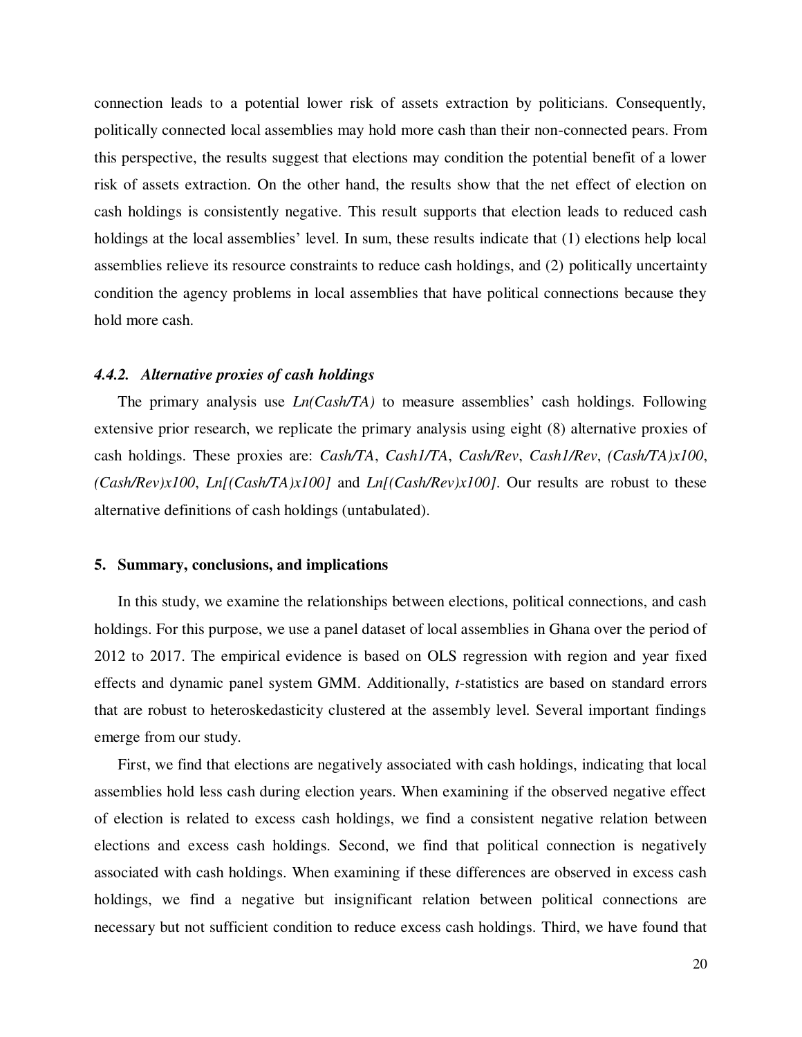connection leads to a potential lower risk of assets extraction by politicians. Consequently, politically connected local assemblies may hold more cash than their non-connected pears. From this perspective, the results suggest that elections may condition the potential benefit of a lower risk of assets extraction. On the other hand, the results show that the net effect of election on cash holdings is consistently negative. This result supports that election leads to reduced cash holdings at the local assemblies' level. In sum, these results indicate that (1) elections help local assemblies relieve its resource constraints to reduce cash holdings, and (2) politically uncertainty condition the agency problems in local assemblies that have political connections because they hold more cash.

#### *4.4.2. Alternative proxies of cash holdings*

The primary analysis use *Ln(Cash/TA)* to measure assemblies' cash holdings. Following extensive prior research, we replicate the primary analysis using eight (8) alternative proxies of cash holdings. These proxies are: *Cash/TA*, *Cash1/TA*, *Cash/Rev*, *Cash1/Rev*, *(Cash/TA)x100*, *(Cash/Rev)x100*, *Ln[(Cash/TA)x100]* and *Ln[(Cash/Rev)x100]*. Our results are robust to these alternative definitions of cash holdings (untabulated).

## 5. Summary, conclusions, and implications

In this study, we examine the relationships between elections, political connections, and cash holdings. For this purpose, we use a panel dataset of local assemblies in Ghana over the period of 2012 to 2017. The empirical evidence is based on OLS regression with region and year fixed effects and dynamic panel system GMM. Additionally, *t*-statistics are based on standard errors that are robust to heteroskedasticity clustered at the assembly level. Several important findings emerge from our study.

First, we find that elections are negatively associated with cash holdings, indicating that local assemblies hold less cash during election years. When examining if the observed negative effect of election is related to excess cash holdings, we find a consistent negative relation between elections and excess cash holdings. Second, we find that political connection is negatively associated with cash holdings. When examining if these differences are observed in excess cash holdings, we find a negative but insignificant relation between political connections are necessary but not sufficient condition to reduce excess cash holdings. Third, we have found that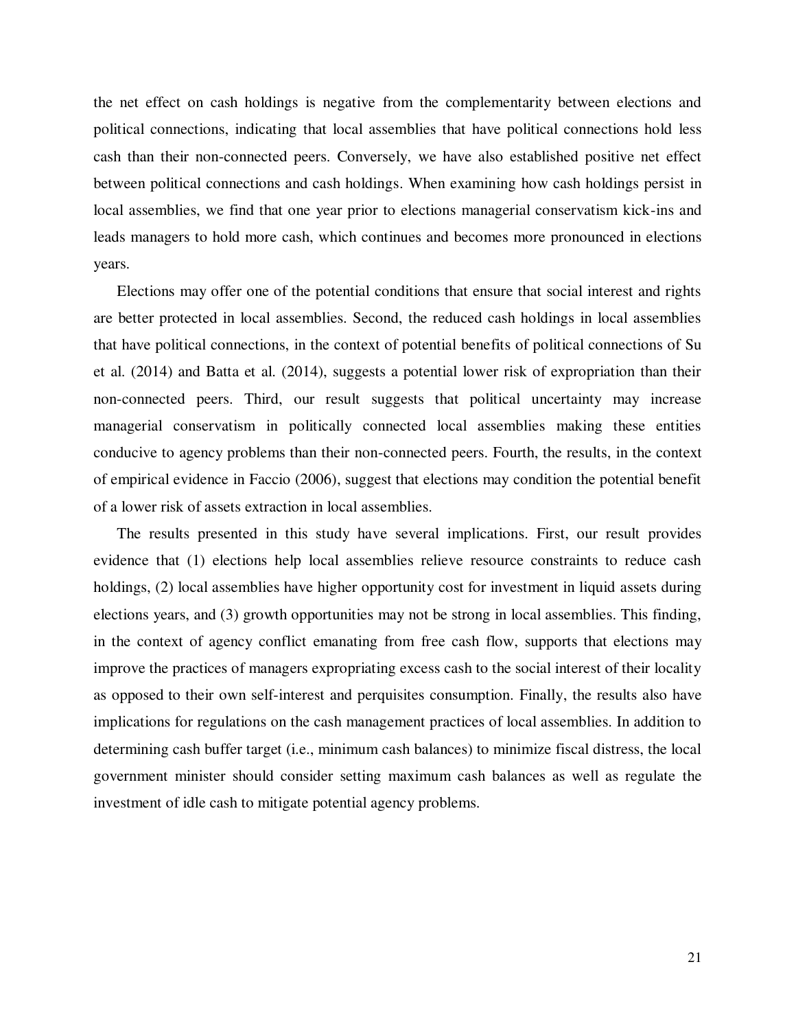the net effect on cash holdings is negative from the complementarity between elections and political connections, indicating that local assemblies that have political connections hold less cash than their non-connected peers. Conversely, we have also established positive net effect between political connections and cash holdings. When examining how cash holdings persist in local assemblies, we find that one year prior to elections managerial conservatism kick-ins and leads managers to hold more cash, which continues and becomes more pronounced in elections years.

Elections may offer one of the potential conditions that ensure that social interest and rights are better protected in local assemblies. Second, the reduced cash holdings in local assemblies that have political connections, in the context of potential benefits of political connections of Su et al. (2014) and Batta et al. (2014), suggests a potential lower risk of expropriation than their non-connected peers. Third, our result suggests that political uncertainty may increase managerial conservatism in politically connected local assemblies making these entities conducive to agency problems than their non-connected peers. Fourth, the results, in the context of empirical evidence in Faccio (2006), suggest that elections may condition the potential benefit of a lower risk of assets extraction in local assemblies.

The results presented in this study have several implications. First, our result provides evidence that (1) elections help local assemblies relieve resource constraints to reduce cash holdings, (2) local assemblies have higher opportunity cost for investment in liquid assets during elections years, and (3) growth opportunities may not be strong in local assemblies. This finding, in the context of agency conflict emanating from free cash flow, supports that elections may improve the practices of managers expropriating excess cash to the social interest of their locality as opposed to their own self-interest and perquisites consumption. Finally, the results also have implications for regulations on the cash management practices of local assemblies. In addition to determining cash buffer target (i.e., minimum cash balances) to minimize fiscal distress, the local government minister should consider setting maximum cash balances as well as regulate the investment of idle cash to mitigate potential agency problems.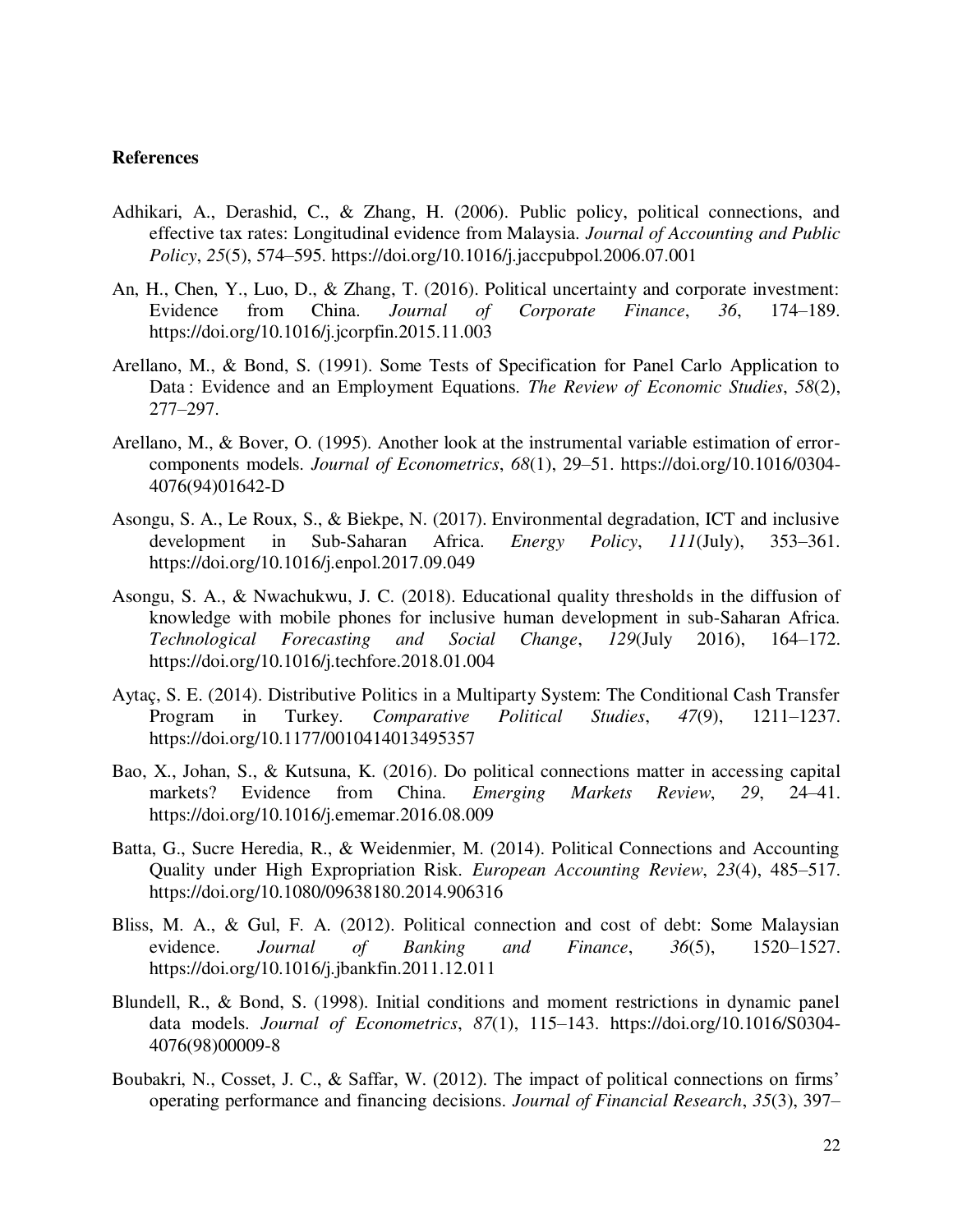# References

Adhikari, A., Derashid, C., & Zhang, H. (2006). Public policy, political connections, and effective tax rates: Longitudinal evidence from Malaysia. *Journal of Accounting and Public Policy*, *25*(5), 574–595. https://doi.org/10.1016/j.jaccpubpol.2006.07.001

An, H., Chen, Y., Luo, D., & Zhang, T. (2016). Political uncertainty and corporate investment: Evidence from China. *Journal of Corporate Finance*, *36*, 174–189. https://doi.org/10.1016/j.jcorpfin.2015.11.003

Arellano, M., & Bond, S. (1991). Some Tests of Specification for Panel Carlo Application to Data : Evidence and an Employment Equations. *The Review of Economic Studies*, *58*(2), 277–297.

Arellano, M., & Bover, O. (1995). Another look at the instrumental variable estimation of error-components models. *Journal of Econometrics*, *68*(1), 29–51. https://doi.org/10.1016/0304-4076(94)01642-D

Asongu, S. A., Le Roux, S., & Biekpe, N. (2017). Environmental degradation, ICT and inclusive development in Sub-Saharan Africa. *Energy Policy*, *111*(July), 353–361. https://doi.org/10.1016/j.enpol.2017.09.049

Asongu, S. A., & Nwachukwu, J. C. (2018). Educational quality thresholds in the diffusion of knowledge with mobile phones for inclusive human development in sub-Saharan Africa. *Technological Forecasting and Social Change*, *129*(July 2016), 164–172. https://doi.org/10.1016/j.techfore.2018.01.004

Aytaç, S. E. (2014). Distributive Politics in a Multiparty System: The Conditional Cash Transfer Program in Turkey. *Comparative Political Studies*, *47*(9), 1211–1237. https://doi.org/10.1177/0010414013495357

Bao, X., Johan, S., & Kutsuna, K. (2016). Do political connections matter in accessing capital markets? Evidence from China. *Emerging Markets Review*, *29*, 24–41. https://doi.org/10.1016/j.ememar.2016.08.009

Batta, G., Sucre Heredia, R., & Weidenmier, M. (2014). Political Connections and Accounting Quality under High Expropriation Risk. *European Accounting Review*, *23*(4), 485–517. https://doi.org/10.1080/09638180.2014.906316

Bliss, M. A., & Gul, F. A. (2012). Political connection and cost of debt: Some Malaysian evidence. *Journal of Banking and Finance*, *36*(5), 1520–1527. https://doi.org/10.1016/j.jbankfin.2011.12.011

Blundell, R., & Bond, S. (1998). Initial conditions and moment restrictions in dynamic panel data models. *Journal of Econometrics*, *87*(1), 115–143. https://doi.org/10.1016/S0304-4076(98)00009-8

Boubakri, N., Cosset, J. C., & Saffar, W. (2012). The impact of political connections on firms' operating performance and financing decisions. *Journal of Financial Research*, *35*(3), 397–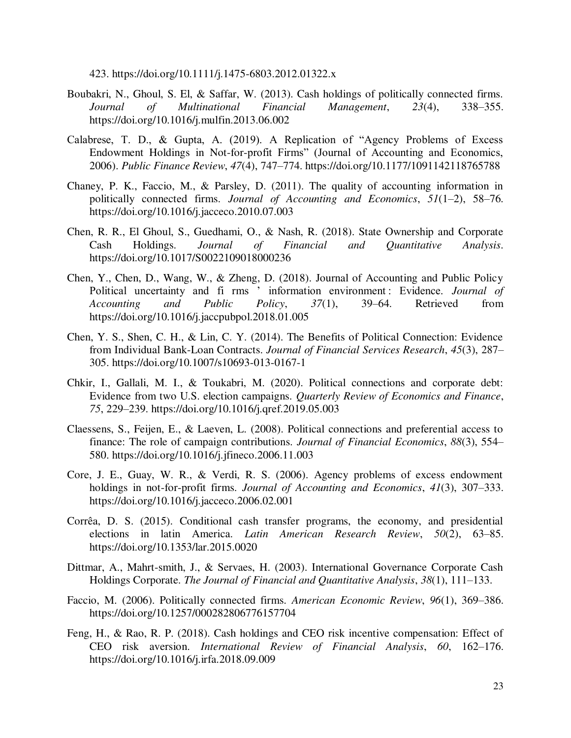423. https://doi.org/10.1111/j.1475-6803.2012.01322.x

Boubakri, N., Ghoul, S. El, & Saffar, W. (2013). Cash holdings of politically connected firms. *Journal of Multinational Financial Management*, *23*(4), 338–355. https://doi.org/10.1016/j.mulfin.2013.06.002

Calabrese, T. D., & Gupta, A. (2019). A Replication of "Agency Problems of Excess Endowment Holdings in Not-for-profit Firms" (Journal of Accounting and Economics, 2006). *Public Finance Review*, *47*(4), 747–774. https://doi.org/10.1177/1091142118765788

Chaney, P. K., Faccio, M., & Parsley, D. (2011). The quality of accounting information in politically connected firms. *Journal of Accounting and Economics*, *51*(1–2), 58–76. https://doi.org/10.1016/j.jacceco.2010.07.003

Chen, R. R., El Ghoul, S., Guedhami, O., & Nash, R. (2018). State Ownership and Corporate Cash Holdings. *Journal of Financial and Quantitative Analysis*. https://doi.org/10.1017/S0022109018000236

Chen, Y., Chen, D., Wang, W., & Zheng, D. (2018). Journal of Accounting and Public Policy Political uncertainty and fi rms ' information environment : Evidence. *Journal of Accounting and Public Policy*, *37*(1), 39–64. Retrieved from https://doi.org/10.1016/j.jaccpubpol.2018.01.005

Chen, Y. S., Shen, C. H., & Lin, C. Y. (2014). The Benefits of Political Connection: Evidence from Individual Bank-Loan Contracts. *Journal of Financial Services Research*, *45*(3), 287–305. https://doi.org/10.1007/s10693-013-0167-1

Chkir, I., Gallali, M. I., & Toukabri, M. (2020). Political connections and corporate debt: Evidence from two U.S. election campaigns. *Quarterly Review of Economics and Finance*, *75*, 229–239. https://doi.org/10.1016/j.qref.2019.05.003

Claessens, S., Feijen, E., & Laeven, L. (2008). Political connections and preferential access to finance: The role of campaign contributions. *Journal of Financial Economics*, *88*(3), 554–580. https://doi.org/10.1016/j.jfineco.2006.11.003

Core, J. E., Guay, W. R., & Verdi, R. S. (2006). Agency problems of excess endowment holdings in not-for-profit firms. *Journal of Accounting and Economics*, *41*(3), 307–333. https://doi.org/10.1016/j.jacceco.2006.02.001

Corrêa, D. S. (2015). Conditional cash transfer programs, the economy, and presidential elections in latin America. *Latin American Research Review*, *50*(2), 63–85. https://doi.org/10.1353/lar.2015.0020

Dittmar, A., Mahrt-smith, J., & Servaes, H. (2003). International Governance Corporate Cash Holdings Corporate. *The Journal of Financial and Quantitative Analysis*, *38*(1), 111–133.

Faccio, M. (2006). Politically connected firms. *American Economic Review*, *96*(1), 369–386. https://doi.org/10.1257/000282806776157704

Feng, H., & Rao, R. P. (2018). Cash holdings and CEO risk incentive compensation: Effect of CEO risk aversion. *International Review of Financial Analysis*, *60*, 162–176. https://doi.org/10.1016/j.irfa.2018.09.009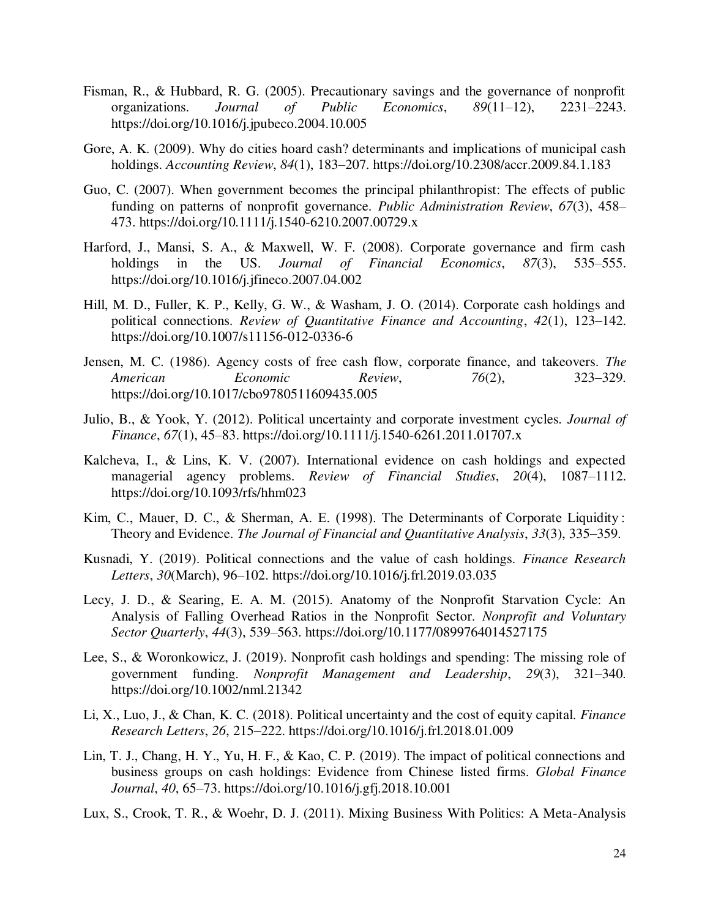Fisman, R., & Hubbard, R. G. (2005). Precautionary savings and the governance of nonprofit organizations. *Journal of Public Economics*, *89*(11–12), 2231–2243. https://doi.org/10.1016/j.jpubeco.2004.10.005

Gore, A. K. (2009). Why do cities hoard cash? determinants and implications of municipal cash holdings. *Accounting Review*, *84*(1), 183–207. https://doi.org/10.2308/accr.2009.84.1.183

Guo, C. (2007). When government becomes the principal philanthropist: The effects of public funding on patterns of nonprofit governance. *Public Administration Review*, *67*(3), 458–473. https://doi.org/10.1111/j.1540-6210.2007.00729.x

Harford, J., Mansi, S. A., & Maxwell, W. F. (2008). Corporate governance and firm cash holdings in the US. *Journal of Financial Economics*, *87*(3), 535–555. https://doi.org/10.1016/j.jfineco.2007.04.002

Hill, M. D., Fuller, K. P., Kelly, G. W., & Washam, J. O. (2014). Corporate cash holdings and political connections. *Review of Quantitative Finance and Accounting*, *42*(1), 123–142. https://doi.org/10.1007/s11156-012-0336-6

Jensen, M. C. (1986). Agency costs of free cash flow, corporate finance, and takeovers. *The American Economic Review*, *76*(2), 323–329. https://doi.org/10.1017/cbo9780511609435.005

Julio, B., & Yook, Y. (2012). Political uncertainty and corporate investment cycles. *Journal of Finance*, *67*(1), 45–83. https://doi.org/10.1111/j.1540-6261.2011.01707.x

Kalcheva, I., & Lins, K. V. (2007). International evidence on cash holdings and expected managerial agency problems. *Review of Financial Studies*, *20*(4), 1087–1112. https://doi.org/10.1093/rfs/hhm023

Kim, C., Mauer, D. C., & Sherman, A. E. (1998). The Determinants of Corporate Liquidity : Theory and Evidence. *The Journal of Financial and Quantitative Analysis*, *33*(3), 335–359.

Kusnadi, Y. (2019). Political connections and the value of cash holdings. *Finance Research Letters*, *30*(March), 96–102. https://doi.org/10.1016/j.frl.2019.03.035

Lecy, J. D., & Searing, E. A. M. (2015). Anatomy of the Nonprofit Starvation Cycle: An Analysis of Falling Overhead Ratios in the Nonprofit Sector. *Nonprofit and Voluntary Sector Quarterly*, *44*(3), 539–563. https://doi.org/10.1177/0899764014527175

Lee, S., & Woronkowicz, J. (2019). Nonprofit cash holdings and spending: The missing role of government funding. *Nonprofit Management and Leadership*, *29*(3), 321–340. https://doi.org/10.1002/nml.21342

Li, X., Luo, J., & Chan, K. C. (2018). Political uncertainty and the cost of equity capital. *Finance Research Letters*, *26*, 215–222. https://doi.org/10.1016/j.frl.2018.01.009

Lin, T. J., Chang, H. Y., Yu, H. F., & Kao, C. P. (2019). The impact of political connections and business groups on cash holdings: Evidence from Chinese listed firms. *Global Finance Journal*, *40*, 65–73. https://doi.org/10.1016/j.gfj.2018.10.001

Lux, S., Crook, T. R., & Woehr, D. J. (2011). Mixing Business With Politics: A Meta-Analysis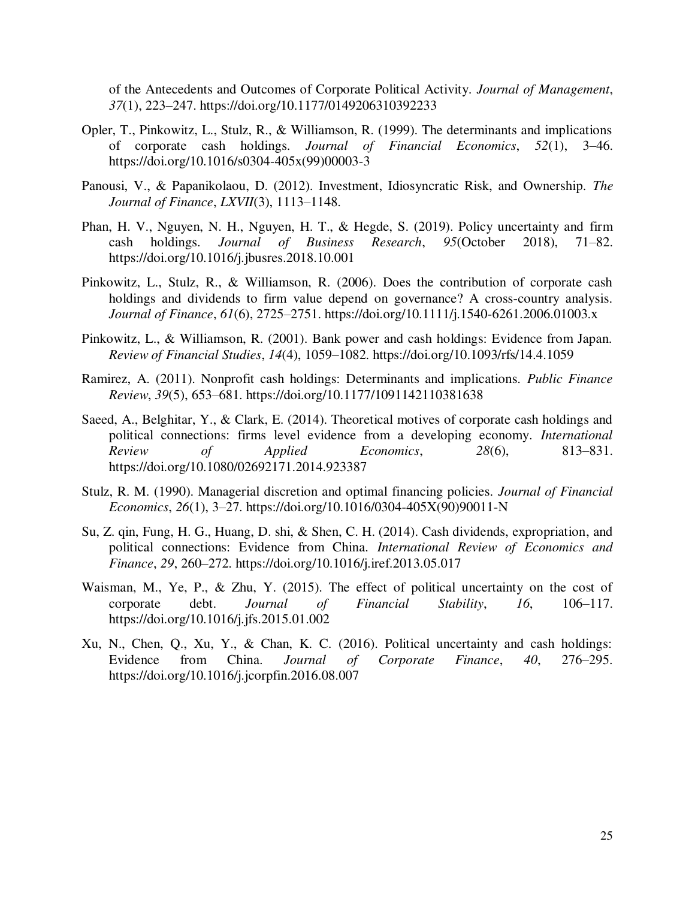of the Antecedents and Outcomes of Corporate Political Activity. *Journal of Management*, *37*(1), 223–247. https://doi.org/10.1177/0149206310392233

Opler, T., Pinkowitz, L., Stulz, R., & Williamson, R. (1999). The determinants and implications of corporate cash holdings. *Journal of Financial Economics*, *52*(1), 3–46. https://doi.org/10.1016/s0304-405x(99)00003-3

Panousi, V., & Papanikolaou, D. (2012). Investment, Idiosyncratic Risk, and Ownership. *The Journal of Finance*, *LXVII*(3), 1113–1148.

Phan, H. V., Nguyen, N. H., Nguyen, H. T., & Hegde, S. (2019). Policy uncertainty and firm cash holdings. *Journal of Business Research*, *95*(October 2018), 71–82. https://doi.org/10.1016/j.jbusres.2018.10.001

Pinkowitz, L., Stulz, R., & Williamson, R. (2006). Does the contribution of corporate cash holdings and dividends to firm value depend on governance? A cross-country analysis. *Journal of Finance*, *61*(6), 2725–2751. https://doi.org/10.1111/j.1540-6261.2006.01003.x

Pinkowitz, L., & Williamson, R. (2001). Bank power and cash holdings: Evidence from Japan. *Review of Financial Studies*, *14*(4), 1059–1082. https://doi.org/10.1093/rfs/14.4.1059

Ramirez, A. (2011). Nonprofit cash holdings: Determinants and implications. *Public Finance Review*, *39*(5), 653–681. https://doi.org/10.1177/1091142110381638

Saeed, A., Belghitar, Y., & Clark, E. (2014). Theoretical motives of corporate cash holdings and political connections: firms level evidence from a developing economy. *International Review of Applied Economics*, *28*(6), 813–831. https://doi.org/10.1080/02692171.2014.923387

Stulz, R. M. (1990). Managerial discretion and optimal financing policies. *Journal of Financial Economics*, *26*(1), 3–27. https://doi.org/10.1016/0304-405X(90)90011-N

Su, Z. qin, Fung, H. G., Huang, D. shi, & Shen, C. H. (2014). Cash dividends, expropriation, and political connections: Evidence from China. *International Review of Economics and Finance*, *29*, 260–272. https://doi.org/10.1016/j.iref.2013.05.017

Waisman, M., Ye, P., & Zhu, Y. (2015). The effect of political uncertainty on the cost of corporate debt. *Journal of Financial Stability*, *16*, 106–117. https://doi.org/10.1016/j.jfs.2015.01.002

Xu, N., Chen, Q., Xu, Y., & Chan, K. C. (2016). Political uncertainty and cash holdings: Evidence from China. *Journal of Corporate Finance*, *40*, 276–295. https://doi.org/10.1016/j.jcorpfin.2016.08.007